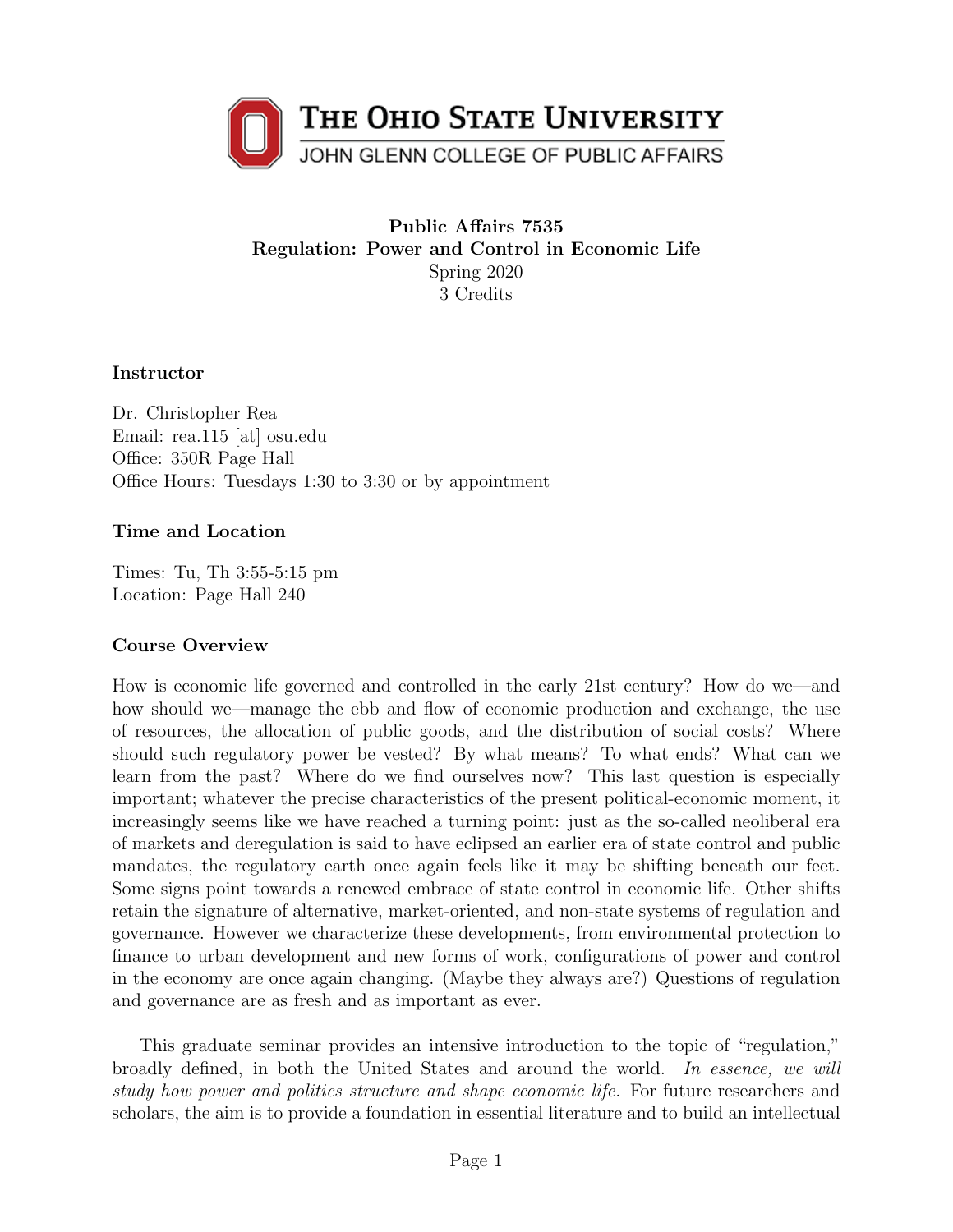THE OHIO STATE UNIVERSITY
JOHN GLENN COLLEGE OF PUBLIC AFFAIRS

# Public Affairs 7535
# Regulation: Power and Control in Economic Life

Spring 2020
3 Credits

### Instructor

Dr. Christopher Rea
Email: rea.115 [at] osu.edu
Office: 350R Page Hall
Office Hours: Tuesdays 1:30 to 3:30 or by appointment

### Time and Location

Times: Tu, Th 3:55-5:15 pm
Location: Page Hall 240

### Course Overview

How is economic life governed and controlled in the early 21st century? How do we—and how should we—manage the ebb and flow of economic production and exchange, the use of resources, the allocation of public goods, and the distribution of social costs? Where should such regulatory power be vested? By what means? To what ends? What can we learn from the past? Where do we find ourselves now? This last question is especially important; whatever the precise characteristics of the present political-economic moment, it increasingly seems like we have reached a turning point: just as the so-called neoliberal era of markets and deregulation is said to have eclipsed an earlier era of state control and public mandates, the regulatory earth once again feels like it may be shifting beneath our feet. Some signs point towards a renewed embrace of state control in economic life. Other shifts retain the signature of alternative, market-oriented, and non-state systems of regulation and governance. However we characterize these developments, from environmental protection to finance to urban development and new forms of work, configurations of power and control in the economy are once again changing. (Maybe they always are?) Questions of regulation and governance are as fresh and as important as ever.

This graduate seminar provides an intensive introduction to the topic of "regulation," broadly defined, in both the United States and around the world. *In essence, we will study how power and politics structure and shape economic life.* For future researchers and scholars, the aim is to provide a foundation in essential literature and to build an intellectual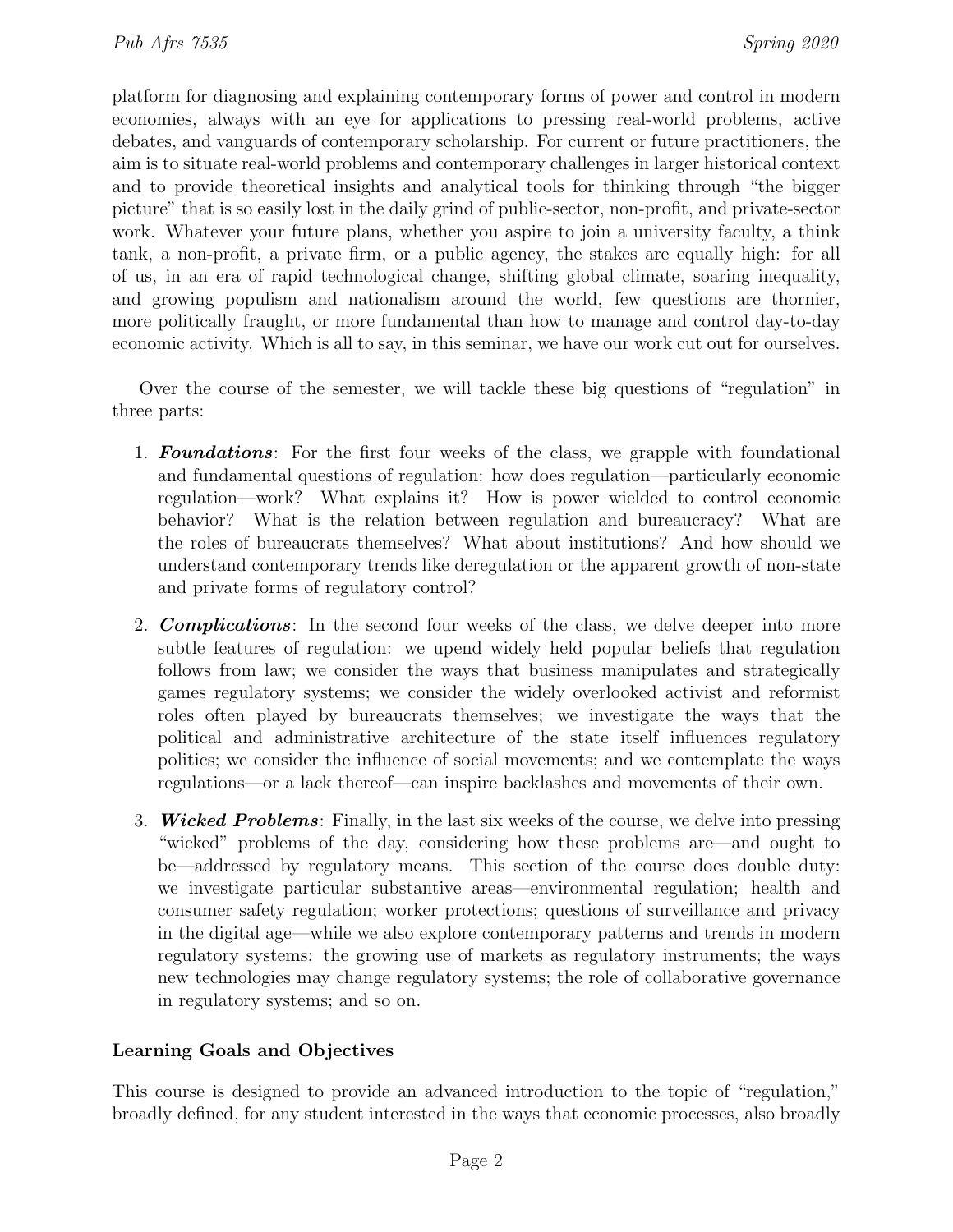platform for diagnosing and explaining contemporary forms of power and control in modern economies, always with an eye for applications to pressing real-world problems, active debates, and vanguards of contemporary scholarship. For current or future practitioners, the aim is to situate real-world problems and contemporary challenges in larger historical context and to provide theoretical insights and analytical tools for thinking through "the bigger picture" that is so easily lost in the daily grind of public-sector, non-profit, and private-sector work. Whatever your future plans, whether you aspire to join a university faculty, a think tank, a non-profit, a private firm, or a public agency, the stakes are equally high: for all of us, in an era of rapid technological change, shifting global climate, soaring inequality, and growing populism and nationalism around the world, few questions are thornier, more politically fraught, or more fundamental than how to manage and control day-to-day economic activity. Which is all to say, in this seminar, we have our work cut out for ourselves.

Over the course of the semester, we will tackle these big questions of "regulation" in three parts:

1. ***Foundations***: For the first four weeks of the class, we grapple with foundational and fundamental questions of regulation: how does regulation—particularly economic regulation—work? What explains it? How is power wielded to control economic behavior? What is the relation between regulation and bureaucracy? What are the roles of bureaucrats themselves? What about institutions? And how should we understand contemporary trends like deregulation or the apparent growth of non-state and private forms of regulatory control?

2. ***Complications***: In the second four weeks of the class, we delve deeper into more subtle features of regulation: we upend widely held popular beliefs that regulation follows from law; we consider the ways that business manipulates and strategically games regulatory systems; we consider the widely overlooked activist and reformist roles often played by bureaucrats themselves; we investigate the ways that the political and administrative architecture of the state itself influences regulatory politics; we consider the influence of social movements; and we contemplate the ways regulations—or a lack thereof—can inspire backlashes and movements of their own.

3. ***Wicked Problems***: Finally, in the last six weeks of the course, we delve into pressing "wicked" problems of the day, considering how these problems are—and ought to be—addressed by regulatory means. This section of the course does double duty: we investigate particular substantive areas—environmental regulation; health and consumer safety regulation; worker protections; questions of surveillance and privacy in the digital age—while we also explore contemporary patterns and trends in modern regulatory systems: the growing use of markets as regulatory instruments; the ways new technologies may change regulatory systems; the role of collaborative governance in regulatory systems; and so on.

### Learning Goals and Objectives

This course is designed to provide an advanced introduction to the topic of "regulation," broadly defined, for any student interested in the ways that economic processes, also broadly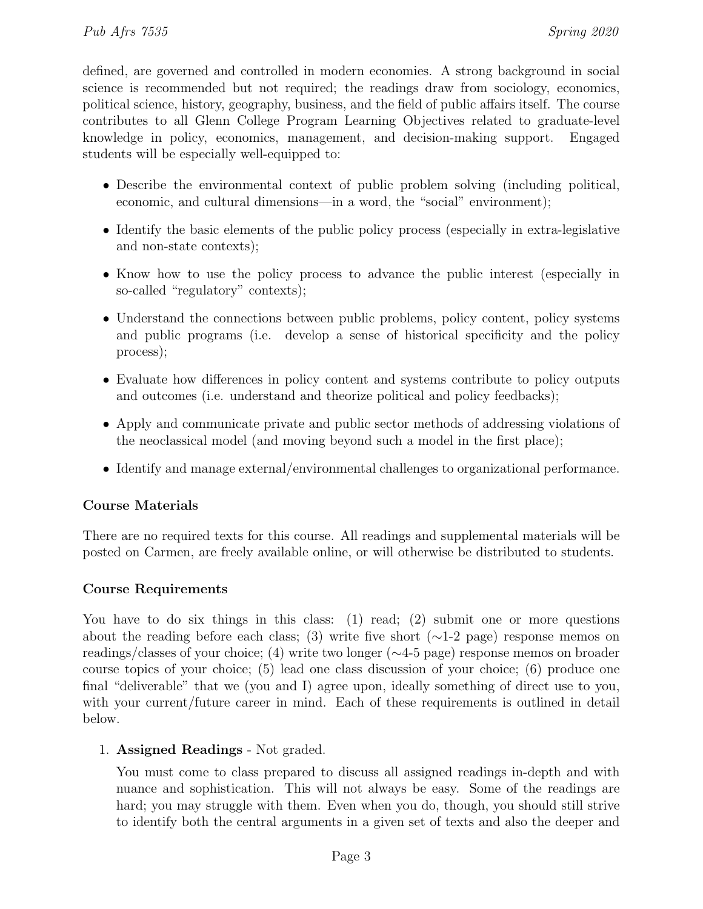defined, are governed and controlled in modern economies. A strong background in social science is recommended but not required; the readings draw from sociology, economics, political science, history, geography, business, and the field of public affairs itself. The course contributes to all Glenn College Program Learning Objectives related to graduate-level knowledge in policy, economics, management, and decision-making support. Engaged students will be especially well-equipped to:

- Describe the environmental context of public problem solving (including political, economic, and cultural dimensions—in a word, the "social" environment);
- Identify the basic elements of the public policy process (especially in extra-legislative and non-state contexts);
- Know how to use the policy process to advance the public interest (especially in so-called "regulatory" contexts);
- Understand the connections between public problems, policy content, policy systems and public programs (i.e. develop a sense of historical specificity and the policy process);
- Evaluate how differences in policy content and systems contribute to policy outputs and outcomes (i.e. understand and theorize political and policy feedbacks);
- Apply and communicate private and public sector methods of addressing violations of the neoclassical model (and moving beyond such a model in the first place);
- Identify and manage external/environmental challenges to organizational performance.

**Course Materials**

There are no required texts for this course. All readings and supplemental materials will be posted on Carmen, are freely available online, or will otherwise be distributed to students.

**Course Requirements**

You have to do six things in this class: (1) read; (2) submit one or more questions about the reading before each class; (3) write five short (∼1-2 page) response memos on readings/classes of your choice; (4) write two longer (∼4-5 page) response memos on broader course topics of your choice; (5) lead one class discussion of your choice; (6) produce one final "deliverable" that we (you and I) agree upon, ideally something of direct use to you, with your current/future career in mind. Each of these requirements is outlined in detail below.

1. **Assigned Readings** - Not graded.

   You must come to class prepared to discuss all assigned readings in-depth and with nuance and sophistication. This will not always be easy. Some of the readings are hard; you may struggle with them. Even when you do, though, you should still strive to identify both the central arguments in a given set of texts and also the deeper and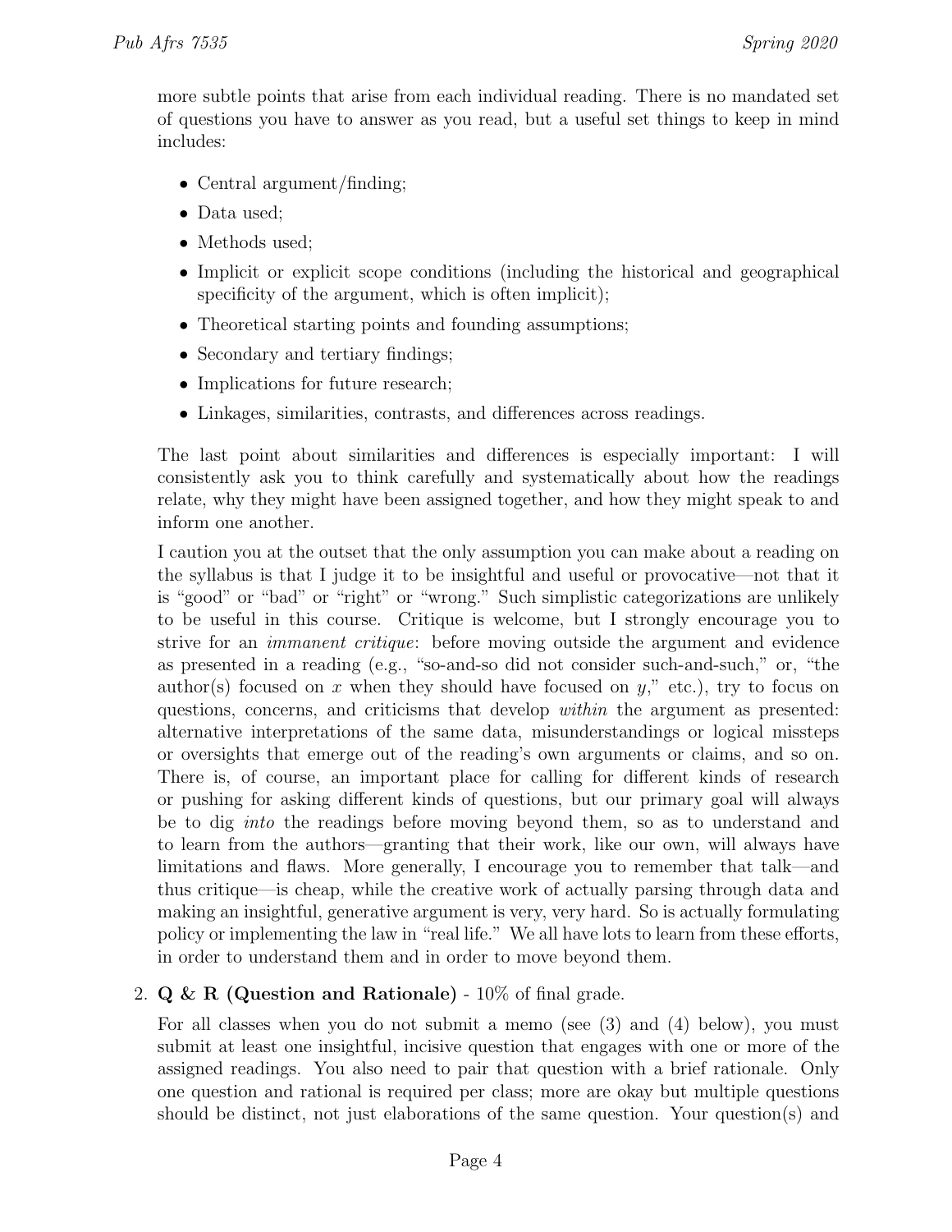more subtle points that arise from each individual reading. There is no mandated set of questions you have to answer as you read, but a useful set things to keep in mind includes:

- Central argument/finding;
- Data used;
- Methods used;
- Implicit or explicit scope conditions (including the historical and geographical specificity of the argument, which is often implicit);
- Theoretical starting points and founding assumptions;
- Secondary and tertiary findings;
- Implications for future research;
- Linkages, similarities, contrasts, and differences across readings.

The last point about similarities and differences is especially important: I will consistently ask you to think carefully and systematically about how the readings relate, why they might have been assigned together, and how they might speak to and inform one another.

I caution you at the outset that the only assumption you can make about a reading on the syllabus is that I judge it to be insightful and useful or provocative—not that it is "good" or "bad" or "right" or "wrong." Such simplistic categorizations are unlikely to be useful in this course. Critique is welcome, but I strongly encourage you to strive for an *immanent critique*: before moving outside the argument and evidence as presented in a reading (e.g., "so-and-so did not consider such-and-such," or, "the author(s) focused on $x$ when they should have focused on $y$," etc.), try to focus on questions, concerns, and criticisms that develop *within* the argument as presented: alternative interpretations of the same data, misunderstandings or logical missteps or oversights that emerge out of the reading's own arguments or claims, and so on. There is, of course, an important place for calling for different kinds of research or pushing for asking different kinds of questions, but our primary goal will always be to dig *into* the readings before moving beyond them, so as to understand and to learn from the authors—granting that their work, like our own, will always have limitations and flaws. More generally, I encourage you to remember that talk—and thus critique—is cheap, while the creative work of actually parsing through data and making an insightful, generative argument is very, very hard. So is actually formulating policy or implementing the law in "real life." We all have lots to learn from these efforts, in order to understand them and in order to move beyond them.

2. **Q & R (Question and Rationale)** - 10% of final grade.

   For all classes when you do not submit a memo (see (3) and (4) below), you must submit at least one insightful, incisive question that engages with one or more of the assigned readings. You also need to pair that question with a brief rationale. Only one question and rational is required per class; more are okay but multiple questions should be distinct, not just elaborations of the same question. Your question(s) and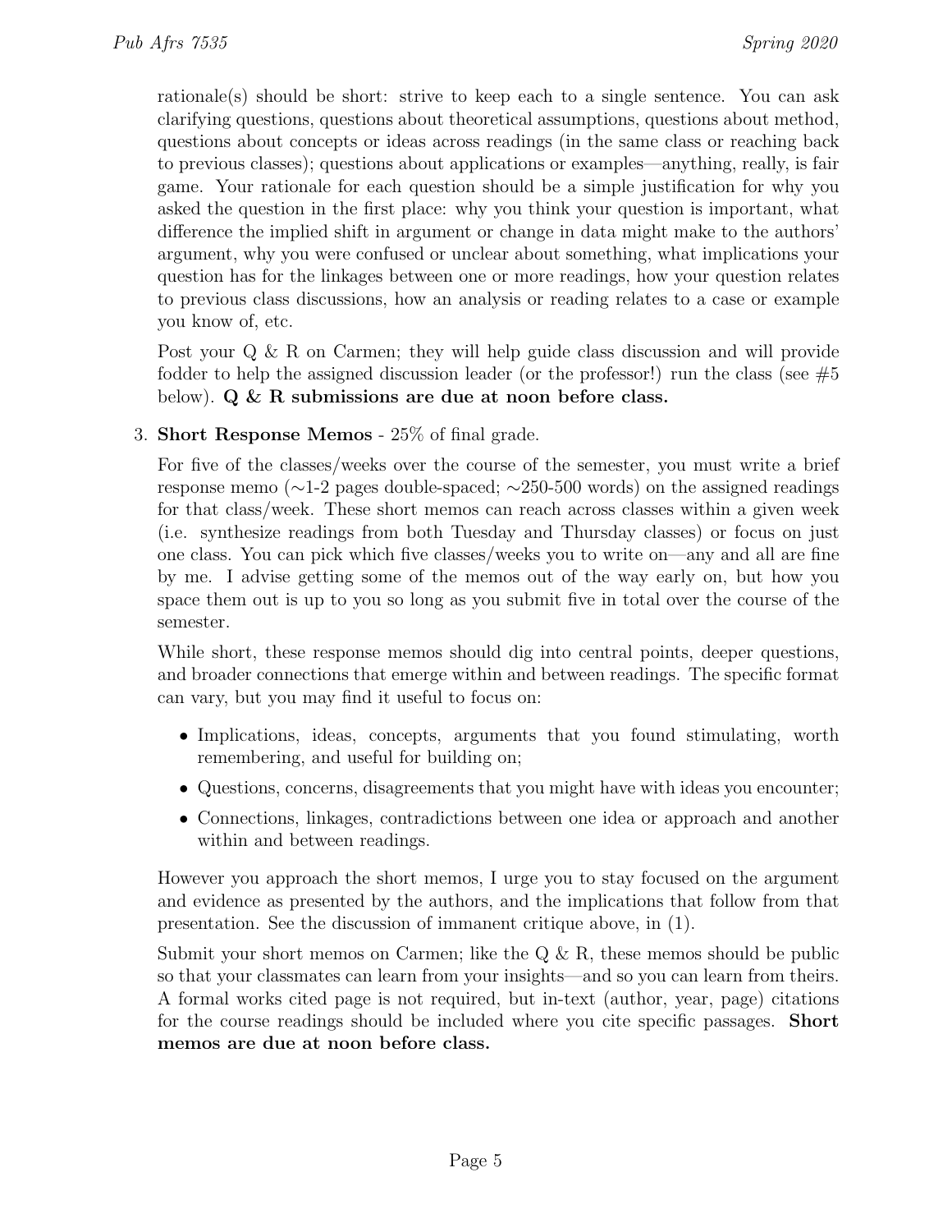rationale(s) should be short: strive to keep each to a single sentence. You can ask clarifying questions, questions about theoretical assumptions, questions about method, questions about concepts or ideas across readings (in the same class or reaching back to previous classes); questions about applications or examples—anything, really, is fair game. Your rationale for each question should be a simple justification for why you asked the question in the first place: why you think your question is important, what difference the implied shift in argument or change in data might make to the authors' argument, why you were confused or unclear about something, what implications your question has for the linkages between one or more readings, how your question relates to previous class discussions, how an analysis or reading relates to a case or example you know of, etc.

Post your Q & R on Carmen; they will help guide class discussion and will provide fodder to help the assigned discussion leader (or the professor!) run the class (see #5 below). **Q & R submissions are due at noon before class.**

3. **Short Response Memos** - 25% of final grade.

   For five of the classes/weeks over the course of the semester, you must write a brief response memo (~1-2 pages double-spaced; ~250-500 words) on the assigned readings for that class/week. These short memos can reach across classes within a given week (i.e. synthesize readings from both Tuesday and Thursday classes) or focus on just one class. You can pick which five classes/weeks you to write on—any and all are fine by me. I advise getting some of the memos out of the way early on, but how you space them out is up to you so long as you submit five in total over the course of the semester.

   While short, these response memos should dig into central points, deeper questions, and broader connections that emerge within and between readings. The specific format can vary, but you may find it useful to focus on:

   - Implications, ideas, concepts, arguments that you found stimulating, worth remembering, and useful for building on;
   - Questions, concerns, disagreements that you might have with ideas you encounter;
   - Connections, linkages, contradictions between one idea or approach and another within and between readings.

   However you approach the short memos, I urge you to stay focused on the argument and evidence as presented by the authors, and the implications that follow from that presentation. See the discussion of immanent critique above, in (1).

   Submit your short memos on Carmen; like the Q & R, these memos should be public so that your classmates can learn from your insights—and so you can learn from theirs. A formal works cited page is not required, but in-text (author, year, page) citations for the course readings should be included where you cite specific passages. **Short memos are due at noon before class.**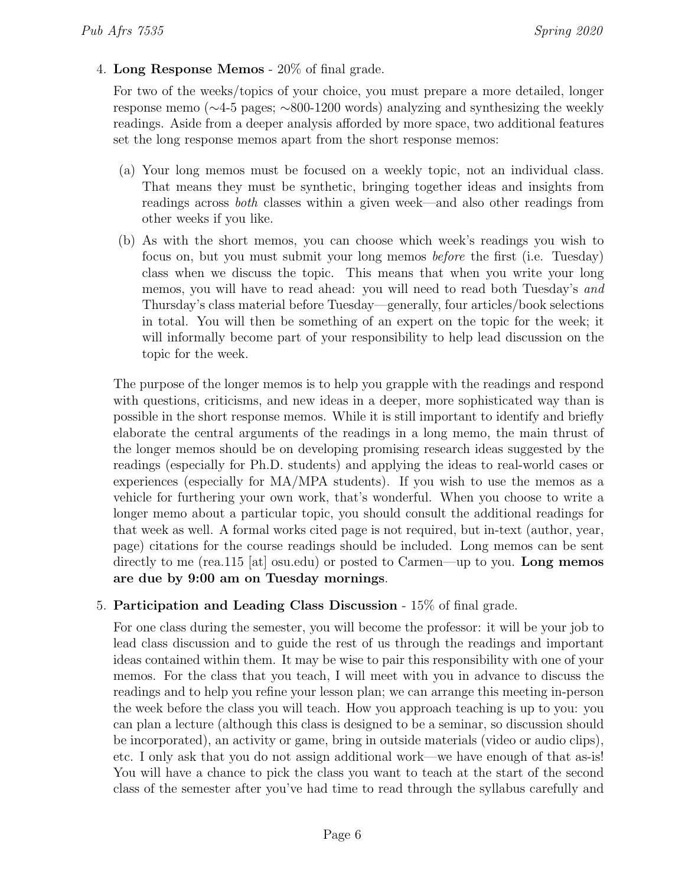4. **Long Response Memos** - 20% of final grade.

   For two of the weeks/topics of your choice, you must prepare a more detailed, longer response memo (∼4-5 pages; ∼800-1200 words) analyzing and synthesizing the weekly readings. Aside from a deeper analysis afforded by more space, two additional features set the long response memos apart from the short response memos:

   (a) Your long memos must be focused on a weekly topic, not an individual class. That means they must be synthetic, bringing together ideas and insights from readings across *both* classes within a given week—and also other readings from other weeks if you like.

   (b) As with the short memos, you can choose which week's readings you wish to focus on, but you must submit your long memos *before* the first (i.e. Tuesday) class when we discuss the topic. This means that when you write your long memos, you will have to read ahead: you will need to read both Tuesday's *and* Thursday's class material before Tuesday—generally, four articles/book selections in total. You will then be something of an expert on the topic for the week; it will informally become part of your responsibility to help lead discussion on the topic for the week.

   The purpose of the longer memos is to help you grapple with the readings and respond with questions, criticisms, and new ideas in a deeper, more sophisticated way than is possible in the short response memos. While it is still important to identify and briefly elaborate the central arguments of the readings in a long memo, the main thrust of the longer memos should be on developing promising research ideas suggested by the readings (especially for Ph.D. students) and applying the ideas to real-world cases or experiences (especially for MA/MPA students). If you wish to use the memos as a vehicle for furthering your own work, that's wonderful. When you choose to write a longer memo about a particular topic, you should consult the additional readings for that week as well. A formal works cited page is not required, but in-text (author, year, page) citations for the course readings should be included. Long memos can be sent directly to me (rea.115 [at] osu.edu) or posted to Carmen—up to you. **Long memos are due by 9:00 am on Tuesday mornings**.

5. **Participation and Leading Class Discussion** - 15% of final grade.

   For one class during the semester, you will become the professor: it will be your job to lead class discussion and to guide the rest of us through the readings and important ideas contained within them. It may be wise to pair this responsibility with one of your memos. For the class that you teach, I will meet with you in advance to discuss the readings and to help you refine your lesson plan; we can arrange this meeting in-person the week before the class you will teach. How you approach teaching is up to you: you can plan a lecture (although this class is designed to be a seminar, so discussion should be incorporated), an activity or game, bring in outside materials (video or audio clips), etc. I only ask that you do not assign additional work—we have enough of that as-is! You will have a chance to pick the class you want to teach at the start of the second class of the semester after you've had time to read through the syllabus carefully and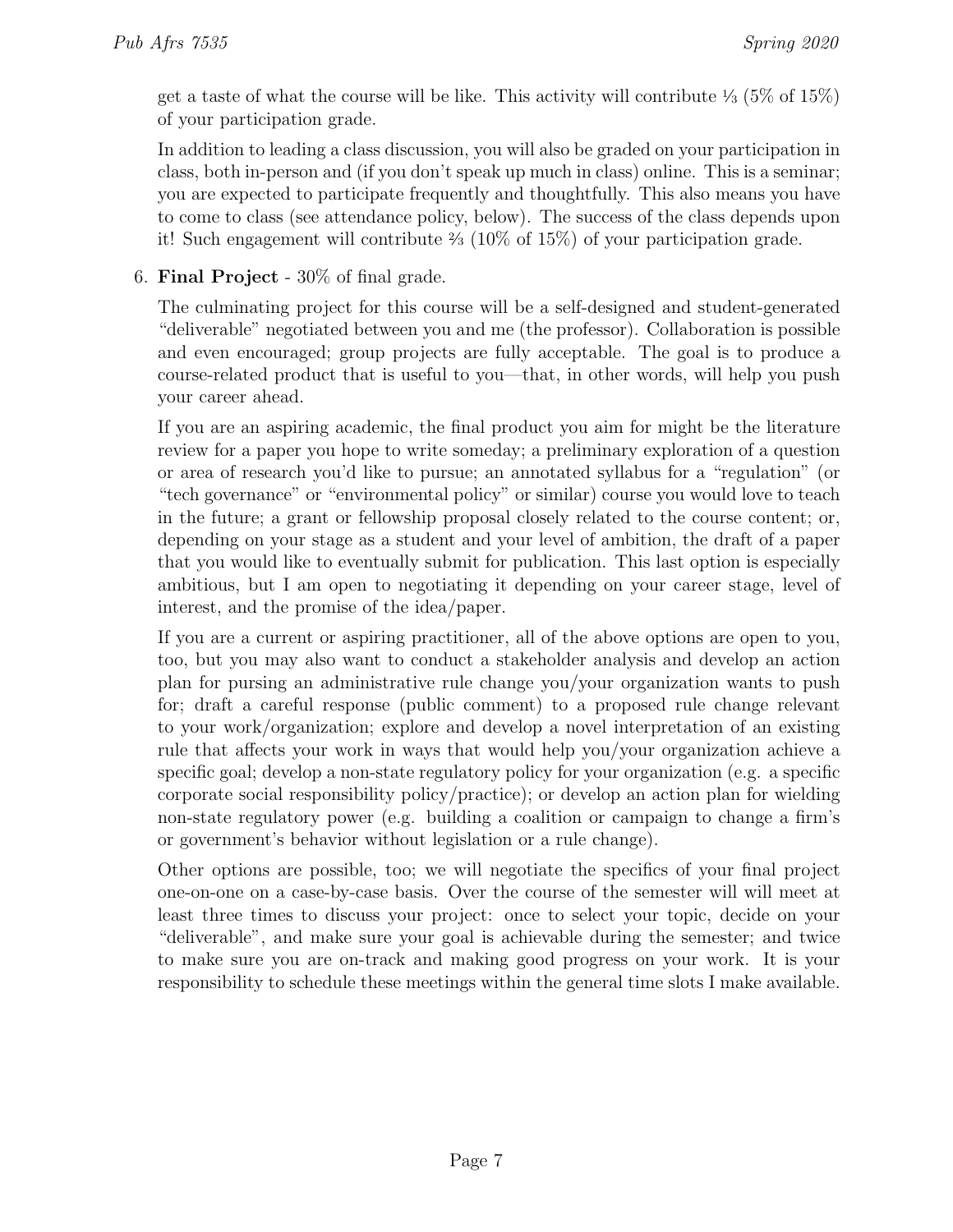get a taste of what the course will be like. This activity will contribute ⅓ (5% of 15%) of your participation grade.

In addition to leading a class discussion, you will also be graded on your participation in class, both in-person and (if you don't speak up much in class) online. This is a seminar; you are expected to participate frequently and thoughtfully. This also means you have to come to class (see attendance policy, below). The success of the class depends upon it! Such engagement will contribute ⅔ (10% of 15%) of your participation grade.

6. **Final Project** - 30% of final grade.

   The culminating project for this course will be a self-designed and student-generated "deliverable" negotiated between you and me (the professor). Collaboration is possible and even encouraged; group projects are fully acceptable. The goal is to produce a course-related product that is useful to you—that, in other words, will help you push your career ahead.

   If you are an aspiring academic, the final product you aim for might be the literature review for a paper you hope to write someday; a preliminary exploration of a question or area of research you'd like to pursue; an annotated syllabus for a "regulation" (or "tech governance" or "environmental policy" or similar) course you would love to teach in the future; a grant or fellowship proposal closely related to the course content; or, depending on your stage as a student and your level of ambition, the draft of a paper that you would like to eventually submit for publication. This last option is especially ambitious, but I am open to negotiating it depending on your career stage, level of interest, and the promise of the idea/paper.

   If you are a current or aspiring practitioner, all of the above options are open to you, too, but you may also want to conduct a stakeholder analysis and develop an action plan for pursing an administrative rule change you/your organization wants to push for; draft a careful response (public comment) to a proposed rule change relevant to your work/organization; explore and develop a novel interpretation of an existing rule that affects your work in ways that would help you/your organization achieve a specific goal; develop a non-state regulatory policy for your organization (e.g. a specific corporate social responsibility policy/practice); or develop an action plan for wielding non-state regulatory power (e.g. building a coalition or campaign to change a firm's or government's behavior without legislation or a rule change).

   Other options are possible, too; we will negotiate the specifics of your final project one-on-one on a case-by-case basis. Over the course of the semester will will meet at least three times to discuss your project: once to select your topic, decide on your "deliverable", and make sure your goal is achievable during the semester; and twice to make sure you are on-track and making good progress on your work. It is your responsibility to schedule these meetings within the general time slots I make available.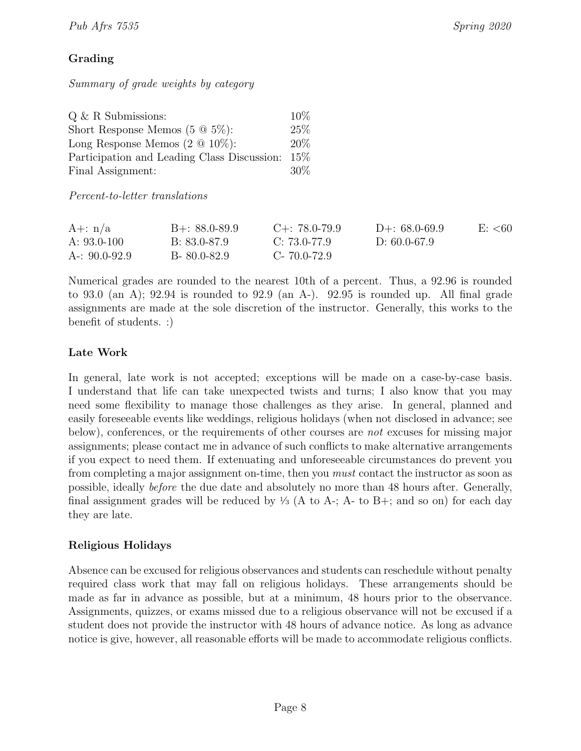## Grading

*Summary of grade weights by category*

| | |
|---|---|
| Q & R Submissions: | 10% |
| Short Response Memos (5 @ 5%): | 25% |
| Long Response Memos (2 @ 10%): | 20% |
| Participation and Leading Class Discussion: | 15% |
| Final Assignment: | 30% |

*Percent-to-letter translations*

| | | | | |
|---|---|---|---|---|
| A+: n/a | B+: 88.0-89.9 | C+: 78.0-79.9 | D+: 68.0-69.9 | E: <60 |
| A: 93.0-100 | B: 83.0-87.9 | C: 73.0-77.9 | D: 60.0-67.9 | |
| A-: 90.0-92.9 | B- 80.0-82.9 | C- 70.0-72.9 | | |

Numerical grades are rounded to the nearest 10th of a percent. Thus, a 92.96 is rounded to 93.0 (an A); 92.94 is rounded to 92.9 (an A-). 92.95 is rounded up. All final grade assignments are made at the sole discretion of the instructor. Generally, this works to the benefit of students. :)

## Late Work

In general, late work is not accepted; exceptions will be made on a case-by-case basis. I understand that life can take unexpected twists and turns; I also know that you may need some flexibility to manage those challenges as they arise. In general, planned and easily foreseeable events like weddings, religious holidays (when not disclosed in advance; see below), conferences, or the requirements of other courses are *not* excuses for missing major assignments; please contact me in advance of such conflicts to make alternative arrangements if you expect to need them. If extenuating and unforeseeable circumstances do prevent you from completing a major assignment on-time, then you *must* contact the instructor as soon as possible, ideally *before* the due date and absolutely no more than 48 hours after. Generally, final assignment grades will be reduced by ⅓ (A to A-; A- to B+; and so on) for each day they are late.

## Religious Holidays

Absence can be excused for religious observances and students can reschedule without penalty required class work that may fall on religious holidays. These arrangements should be made as far in advance as possible, but at a minimum, 48 hours prior to the observance. Assignments, quizzes, or exams missed due to a religious observance will not be excused if a student does not provide the instructor with 48 hours of advance notice. As long as advance notice is give, however, all reasonable efforts will be made to accommodate religious conflicts.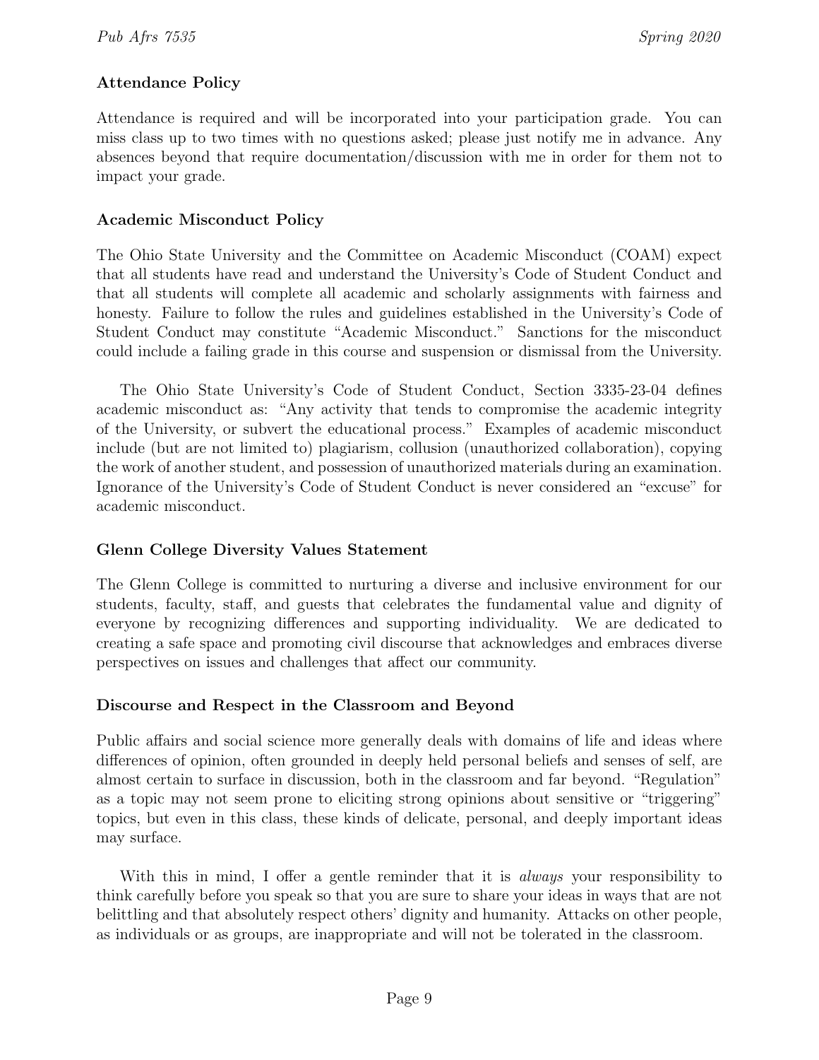### Attendance Policy

Attendance is required and will be incorporated into your participation grade. You can miss class up to two times with no questions asked; please just notify me in advance. Any absences beyond that require documentation/discussion with me in order for them not to impact your grade.

### Academic Misconduct Policy

The Ohio State University and the Committee on Academic Misconduct (COAM) expect that all students have read and understand the University's Code of Student Conduct and that all students will complete all academic and scholarly assignments with fairness and honesty. Failure to follow the rules and guidelines established in the University's Code of Student Conduct may constitute "Academic Misconduct." Sanctions for the misconduct could include a failing grade in this course and suspension or dismissal from the University.

The Ohio State University's Code of Student Conduct, Section 3335-23-04 defines academic misconduct as: "Any activity that tends to compromise the academic integrity of the University, or subvert the educational process." Examples of academic misconduct include (but are not limited to) plagiarism, collusion (unauthorized collaboration), copying the work of another student, and possession of unauthorized materials during an examination. Ignorance of the University's Code of Student Conduct is never considered an "excuse" for academic misconduct.

### Glenn College Diversity Values Statement

The Glenn College is committed to nurturing a diverse and inclusive environment for our students, faculty, staff, and guests that celebrates the fundamental value and dignity of everyone by recognizing differences and supporting individuality. We are dedicated to creating a safe space and promoting civil discourse that acknowledges and embraces diverse perspectives on issues and challenges that affect our community.

### Discourse and Respect in the Classroom and Beyond

Public affairs and social science more generally deals with domains of life and ideas where differences of opinion, often grounded in deeply held personal beliefs and senses of self, are almost certain to surface in discussion, both in the classroom and far beyond. "Regulation" as a topic may not seem prone to eliciting strong opinions about sensitive or "triggering" topics, but even in this class, these kinds of delicate, personal, and deeply important ideas may surface.

With this in mind, I offer a gentle reminder that it is *always* your responsibility to think carefully before you speak so that you are sure to share your ideas in ways that are not belittling and that absolutely respect others' dignity and humanity. Attacks on other people, as individuals or as groups, are inappropriate and will not be tolerated in the classroom.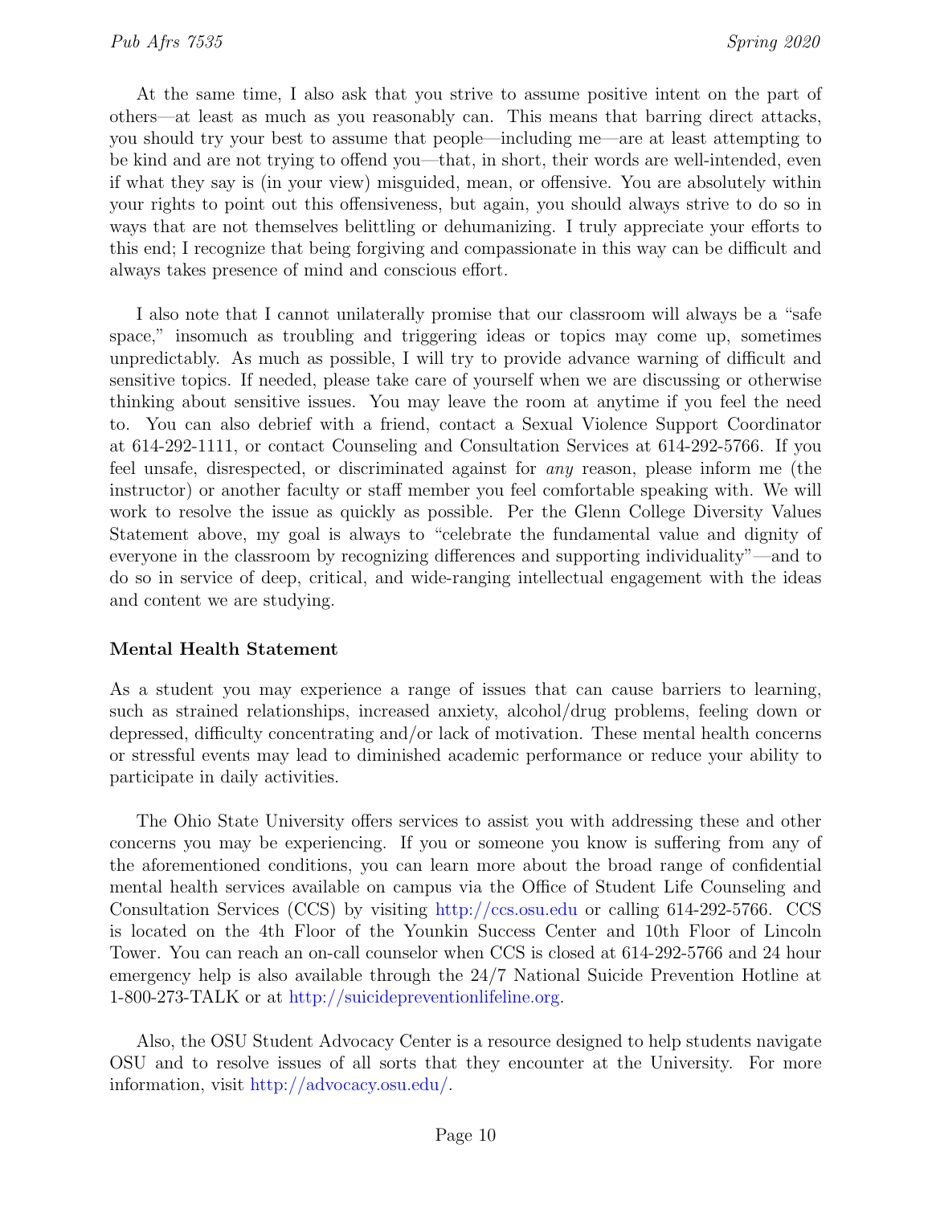At the same time, I also ask that you strive to assume positive intent on the part of others—at least as much as you reasonably can. This means that barring direct attacks, you should try your best to assume that people—including me—are at least attempting to be kind and are not trying to offend you—that, in short, their words are well-intended, even if what they say is (in your view) misguided, mean, or offensive. You are absolutely within your rights to point out this offensiveness, but again, you should always strive to do so in ways that are not themselves belittling or dehumanizing. I truly appreciate your efforts to this end; I recognize that being forgiving and compassionate in this way can be difficult and always takes presence of mind and conscious effort.

I also note that I cannot unilaterally promise that our classroom will always be a "safe space," insomuch as troubling and triggering ideas or topics may come up, sometimes unpredictably. As much as possible, I will try to provide advance warning of difficult and sensitive topics. If needed, please take care of yourself when we are discussing or otherwise thinking about sensitive issues. You may leave the room at anytime if you feel the need to. You can also debrief with a friend, contact a Sexual Violence Support Coordinator at 614-292-1111, or contact Counseling and Consultation Services at 614-292-5766. If you feel unsafe, disrespected, or discriminated against for *any* reason, please inform me (the instructor) or another faculty or staff member you feel comfortable speaking with. We will work to resolve the issue as quickly as possible. Per the Glenn College Diversity Values Statement above, my goal is always to "celebrate the fundamental value and dignity of everyone in the classroom by recognizing differences and supporting individuality"—and to do so in service of deep, critical, and wide-ranging intellectual engagement with the ideas and content we are studying.

**Mental Health Statement**

As a student you may experience a range of issues that can cause barriers to learning, such as strained relationships, increased anxiety, alcohol/drug problems, feeling down or depressed, difficulty concentrating and/or lack of motivation. These mental health concerns or stressful events may lead to diminished academic performance or reduce your ability to participate in daily activities.

The Ohio State University offers services to assist you with addressing these and other concerns you may be experiencing. If you or someone you know is suffering from any of the aforementioned conditions, you can learn more about the broad range of confidential mental health services available on campus via the Office of Student Life Counseling and Consultation Services (CCS) by visiting http://ccs.osu.edu or calling 614-292-5766. CCS is located on the 4th Floor of the Younkin Success Center and 10th Floor of Lincoln Tower. You can reach an on-call counselor when CCS is closed at 614-292-5766 and 24 hour emergency help is also available through the 24/7 National Suicide Prevention Hotline at 1-800-273-TALK or at http://suicidepreventionlifeline.org.

Also, the OSU Student Advocacy Center is a resource designed to help students navigate OSU and to resolve issues of all sorts that they encounter at the University. For more information, visit http://advocacy.osu.edu/.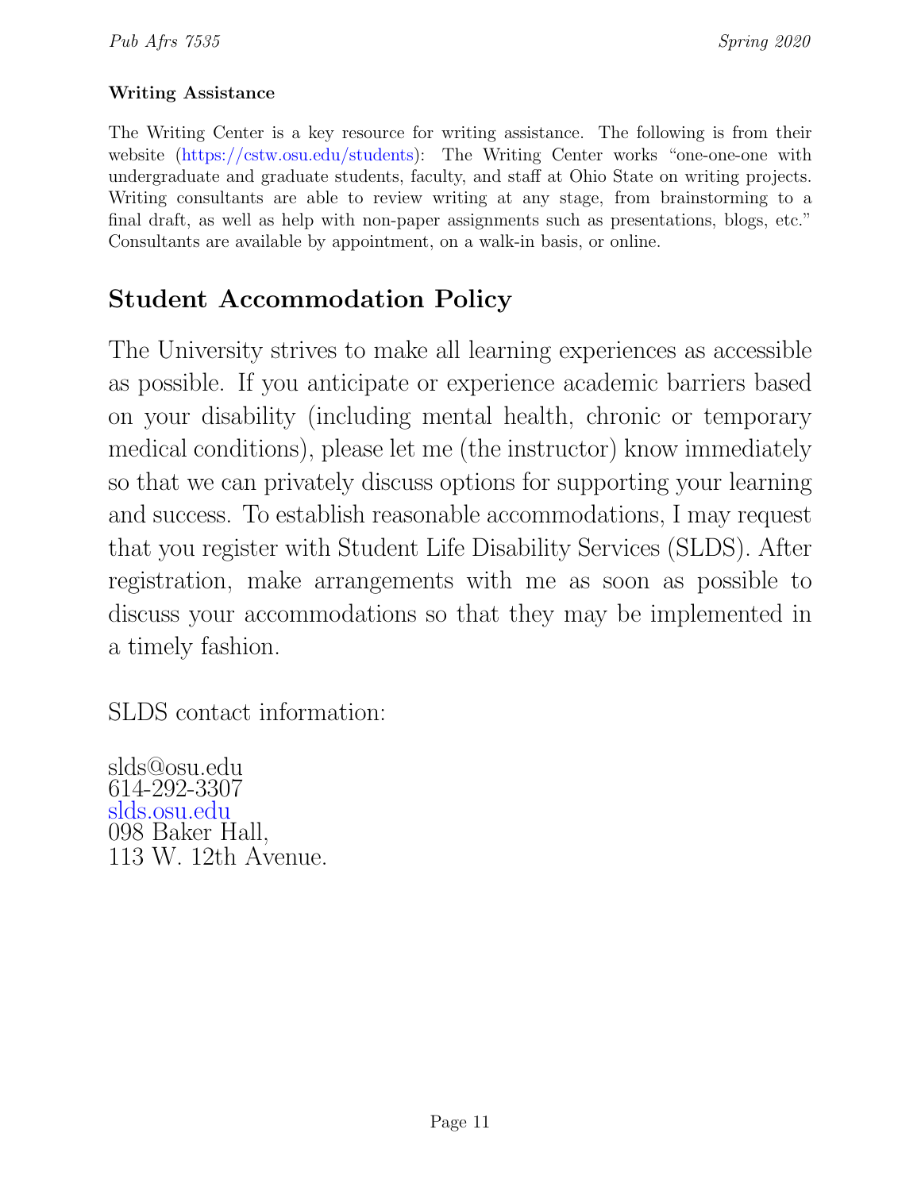#### Writing Assistance

The Writing Center is a key resource for writing assistance. The following is from their website (https://cstw.osu.edu/students): The Writing Center works "one-one-one with undergraduate and graduate students, faculty, and staff at Ohio State on writing projects. Writing consultants are able to review writing at any stage, from brainstorming to a final draft, as well as help with non-paper assignments such as presentations, blogs, etc." Consultants are available by appointment, on a walk-in basis, or online.

## Student Accommodation Policy

The University strives to make all learning experiences as accessible as possible. If you anticipate or experience academic barriers based on your disability (including mental health, chronic or temporary medical conditions), please let me (the instructor) know immediately so that we can privately discuss options for supporting your learning and success. To establish reasonable accommodations, I may request that you register with Student Life Disability Services (SLDS). After registration, make arrangements with me as soon as possible to discuss your accommodations so that they may be implemented in a timely fashion.

SLDS contact information:

slds@osu.edu
614-292-3307
slds.osu.edu
098 Baker Hall,
113 W. 12th Avenue.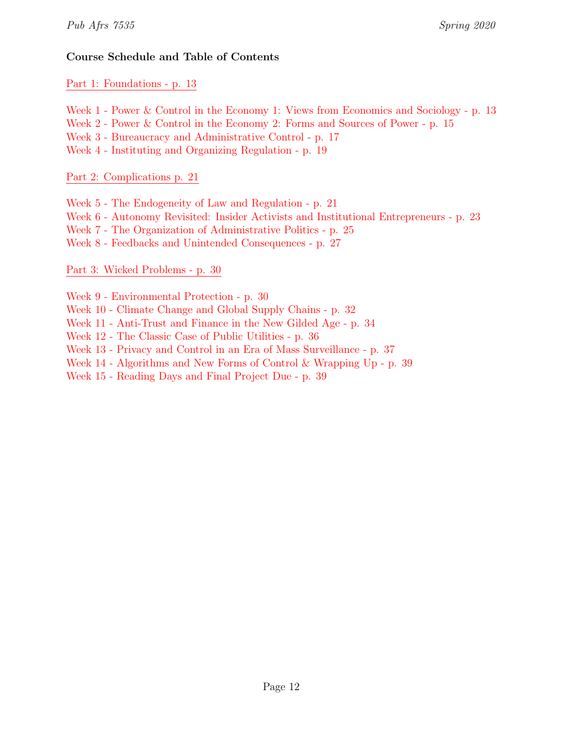**Course Schedule and Table of Contents**

Part 1: Foundations - p. 13

Week 1 - Power & Control in the Economy 1: Views from Economics and Sociology - p. 13
Week 2 - Power & Control in the Economy 2: Forms and Sources of Power - p. 15
Week 3 - Bureaucracy and Administrative Control - p. 17
Week 4 - Instituting and Organizing Regulation - p. 19

Part 2: Complications p. 21

Week 5 - The Endogeneity of Law and Regulation - p. 21
Week 6 - Autonomy Revisited: Insider Activists and Institutional Entrepreneurs - p. 23
Week 7 - The Organization of Administrative Politics - p. 25
Week 8 - Feedbacks and Unintended Consequences - p. 27

Part 3: Wicked Problems - p. 30

Week 9 - Environmental Protection - p. 30
Week 10 - Climate Change and Global Supply Chains - p. 32
Week 11 - Anti-Trust and Finance in the New Gilded Age - p. 34
Week 12 - The Classic Case of Public Utilities - p. 36
Week 13 - Privacy and Control in an Era of Mass Surveillance - p. 37
Week 14 - Algorithms and New Forms of Control & Wrapping Up - p. 39
Week 15 - Reading Days and Final Project Due - p. 39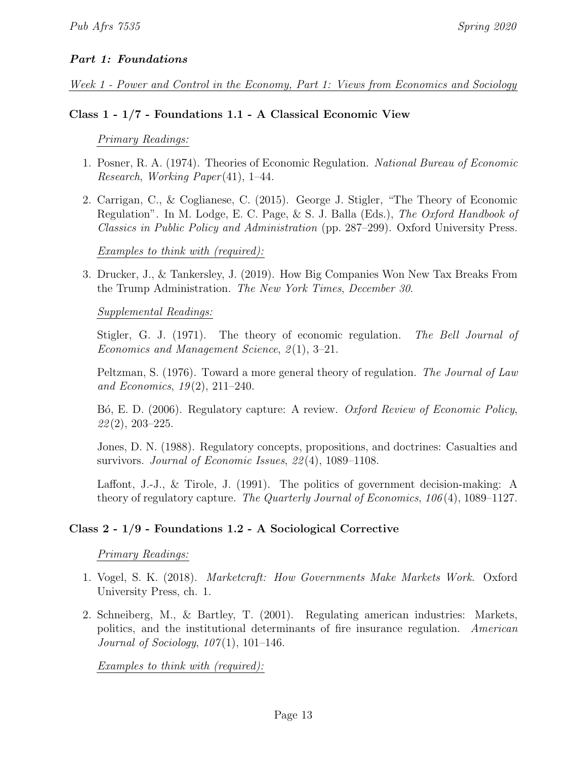## *Part 1: Foundations*

*Week 1 - Power and Control in the Economy, Part 1: Views from Economics and Sociology*

### Class 1 - 1/7 - Foundations 1.1 - A Classical Economic View

*Primary Readings:*

1. Posner, R. A. (1974). Theories of Economic Regulation. *National Bureau of Economic Research*, *Working Paper*(41), 1–44.
2. Carrigan, C., & Coglianese, C. (2015). George J. Stigler, "The Theory of Economic Regulation". In M. Lodge, E. C. Page, & S. J. Balla (Eds.), *The Oxford Handbook of Classics in Public Policy and Administration* (pp. 287–299). Oxford University Press.

*Examples to think with (required):*

3. Drucker, J., & Tankersley, J. (2019). How Big Companies Won New Tax Breaks From the Trump Administration. *The New York Times*, *December 30*.

*Supplemental Readings:*

Stigler, G. J. (1971). The theory of economic regulation. *The Bell Journal of Economics and Management Science*, *2*(1), 3–21.

Peltzman, S. (1976). Toward a more general theory of regulation. *The Journal of Law and Economics*, *19*(2), 211–240.

Bó, E. D. (2006). Regulatory capture: A review. *Oxford Review of Economic Policy*, *22*(2), 203–225.

Jones, D. N. (1988). Regulatory concepts, propositions, and doctrines: Casualties and survivors. *Journal of Economic Issues*, *22*(4), 1089–1108.

Laffont, J.-J., & Tirole, J. (1991). The politics of government decision-making: A theory of regulatory capture. *The Quarterly Journal of Economics*, *106*(4), 1089–1127.

### Class 2 - 1/9 - Foundations 1.2 - A Sociological Corrective

*Primary Readings:*

1. Vogel, S. K. (2018). *Marketcraft: How Governments Make Markets Work*. Oxford University Press, ch. 1.
2. Schneiberg, M., & Bartley, T. (2001). Regulating american industries: Markets, politics, and the institutional determinants of fire insurance regulation. *American Journal of Sociology*, *107*(1), 101–146.

*Examples to think with (required):*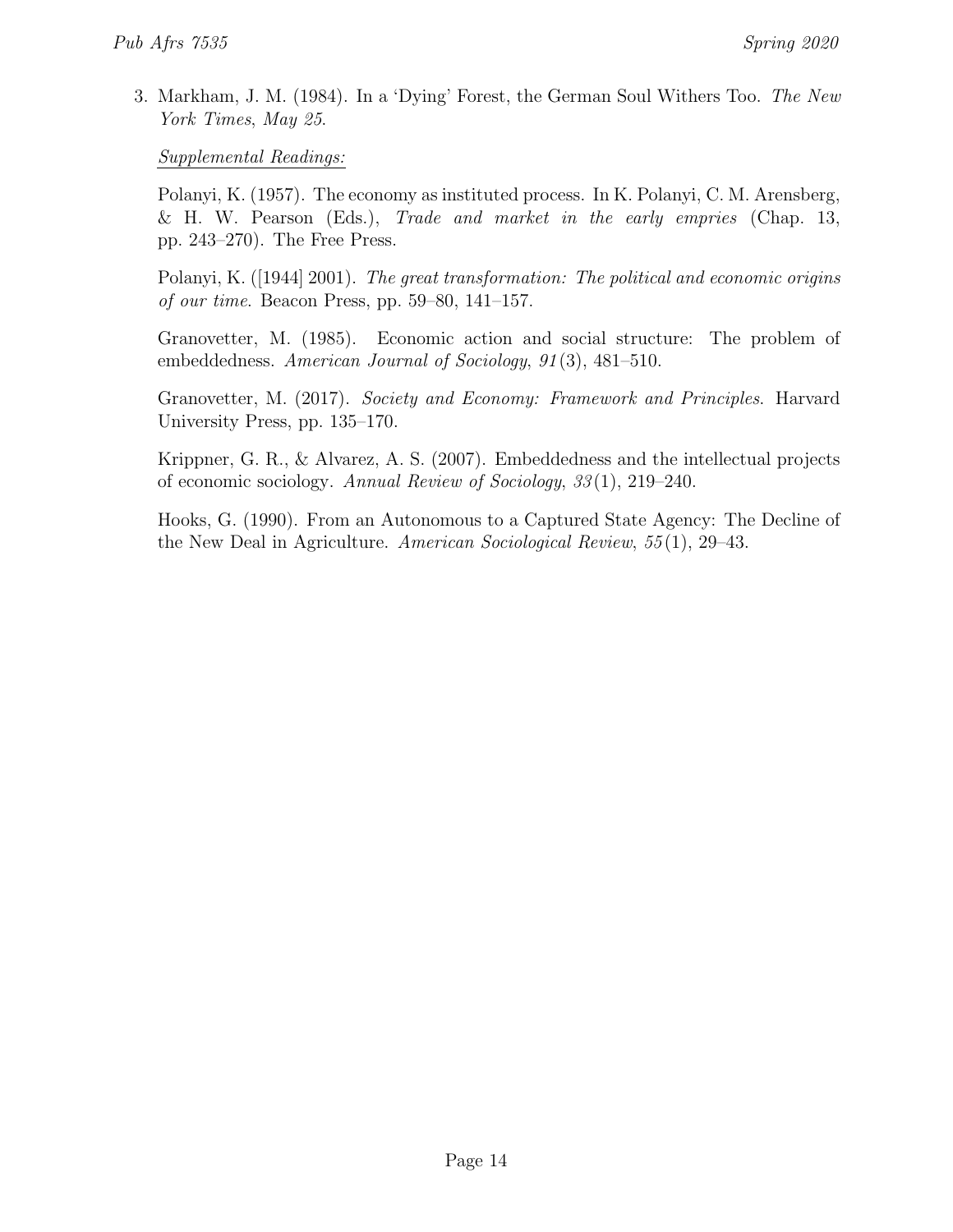3. Markham, J. M. (1984). In a 'Dying' Forest, the German Soul Withers Too. *The New York Times*, *May 25*.

   <u>*Supplemental Readings:*</u>

   Polanyi, K. (1957). The economy as instituted process. In K. Polanyi, C. M. Arensberg, & H. W. Pearson (Eds.), *Trade and market in the early empries* (Chap. 13, pp. 243–270). The Free Press.

   Polanyi, K. ([1944] 2001). *The great transformation: The political and economic origins of our time*. Beacon Press, pp. 59–80, 141–157.

   Granovetter, M. (1985). Economic action and social structure: The problem of embeddedness. *American Journal of Sociology*, *91*(3), 481–510.

   Granovetter, M. (2017). *Society and Economy: Framework and Principles*. Harvard University Press, pp. 135–170.

   Krippner, G. R., & Alvarez, A. S. (2007). Embeddedness and the intellectual projects of economic sociology. *Annual Review of Sociology*, *33*(1), 219–240.

   Hooks, G. (1990). From an Autonomous to a Captured State Agency: The Decline of the New Deal in Agriculture. *American Sociological Review*, *55*(1), 29–43.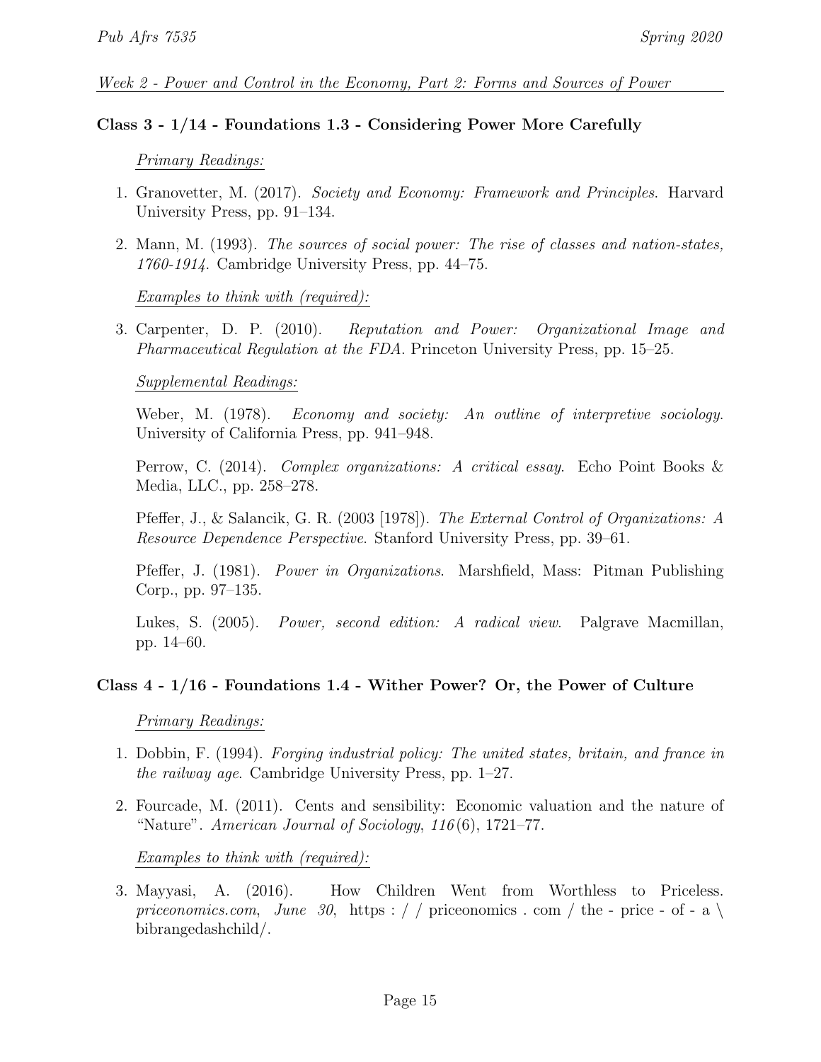*Week 2 - Power and Control in the Economy, Part 2: Forms and Sources of Power*

### Class 3 - 1/14 - Foundations 1.3 - Considering Power More Carefully

*Primary Readings:*

1. Granovetter, M. (2017). *Society and Economy: Framework and Principles*. Harvard University Press, pp. 91–134.

2. Mann, M. (1993). *The sources of social power: The rise of classes and nation-states, 1760-1914*. Cambridge University Press, pp. 44–75.

*Examples to think with (required):*

3. Carpenter, D. P. (2010). *Reputation and Power: Organizational Image and Pharmaceutical Regulation at the FDA*. Princeton University Press, pp. 15–25.

*Supplemental Readings:*

Weber, M. (1978). *Economy and society: An outline of interpretive sociology*. University of California Press, pp. 941–948.

Perrow, C. (2014). *Complex organizations: A critical essay*. Echo Point Books & Media, LLC., pp. 258–278.

Pfeffer, J., & Salancik, G. R. (2003 [1978]). *The External Control of Organizations: A Resource Dependence Perspective*. Stanford University Press, pp. 39–61.

Pfeffer, J. (1981). *Power in Organizations*. Marshfield, Mass: Pitman Publishing Corp., pp. 97–135.

Lukes, S. (2005). *Power, second edition: A radical view*. Palgrave Macmillan, pp. 14–60.

### Class 4 - 1/16 - Foundations 1.4 - Wither Power? Or, the Power of Culture

*Primary Readings:*

1. Dobbin, F. (1994). *Forging industrial policy: The united states, britain, and france in the railway age*. Cambridge University Press, pp. 1–27.

2. Fourcade, M. (2011). Cents and sensibility: Economic valuation and the nature of "Nature". *American Journal of Sociology*, *116*(6), 1721–77.

*Examples to think with (required):*

3. Mayyasi, A. (2016). How Children Went from Worthless to Priceless. *priceonomics.com*, *June 30*, https : / / priceonomics . com / the - price - of - a \ bibrangedashchild/.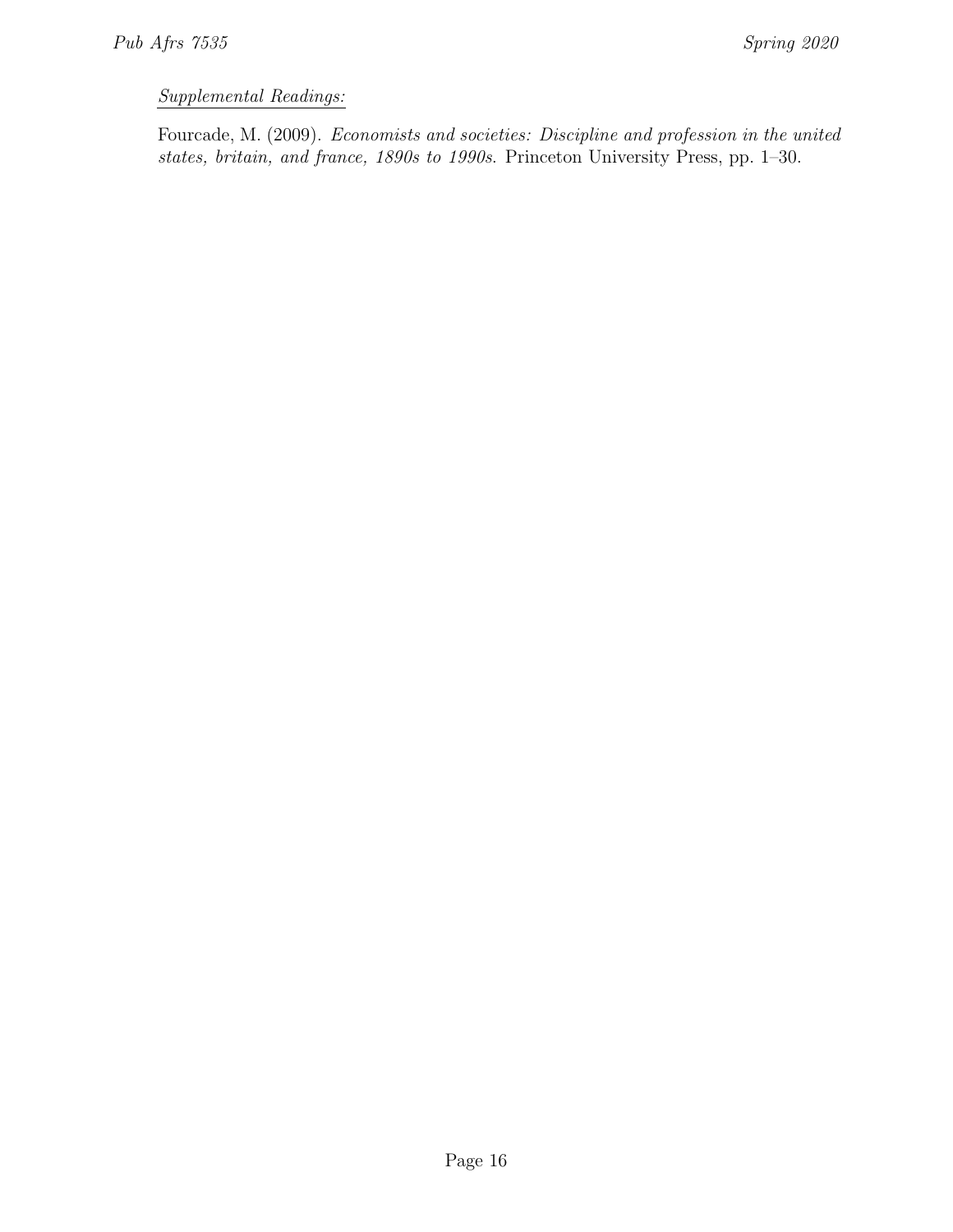<u>*Supplemental Readings:*</u>

Fourcade, M. (2009). *Economists and societies: Discipline and profession in the united states, britain, and france, 1890s to 1990s.* Princeton University Press, pp. 1–30.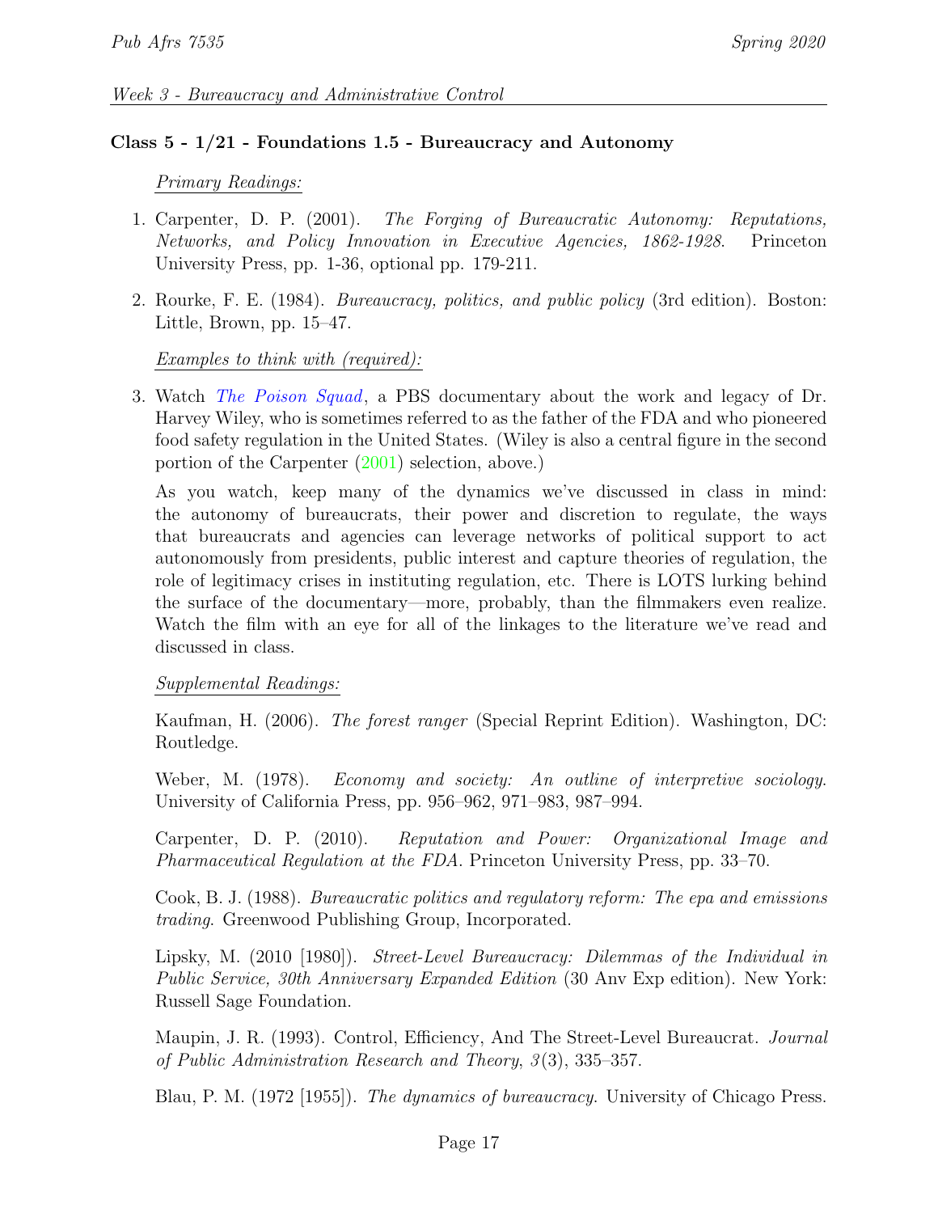*Week 3 - Bureaucracy and Administrative Control*

### Class 5 - 1/21 - Foundations 1.5 - Bureaucracy and Autonomy

*Primary Readings:*

1. Carpenter, D. P. (2001). *The Forging of Bureaucratic Autonomy: Reputations, Networks, and Policy Innovation in Executive Agencies, 1862-1928*. Princeton University Press, pp. 1-36, optional pp. 179-211.

2. Rourke, F. E. (1984). *Bureaucracy, politics, and public policy* (3rd edition). Boston: Little, Brown, pp. 15–47.

*Examples to think with (required):*

3. Watch *The Poison Squad*, a PBS documentary about the work and legacy of Dr. Harvey Wiley, who is sometimes referred to as the father of the FDA and who pioneered food safety regulation in the United States. (Wiley is also a central figure in the second portion of the Carpenter (2001) selection, above.)

   As you watch, keep many of the dynamics we've discussed in class in mind: the autonomy of bureaucrats, their power and discretion to regulate, the ways that bureaucrats and agencies can leverage networks of political support to act autonomously from presidents, public interest and capture theories of regulation, the role of legitimacy crises in instituting regulation, etc. There is LOTS lurking behind the surface of the documentary—more, probably, than the filmmakers even realize. Watch the film with an eye for all of the linkages to the literature we've read and discussed in class.

*Supplemental Readings:*

Kaufman, H. (2006). *The forest ranger* (Special Reprint Edition). Washington, DC: Routledge.

Weber, M. (1978). *Economy and society: An outline of interpretive sociology*. University of California Press, pp. 956–962, 971–983, 987–994.

Carpenter, D. P. (2010). *Reputation and Power: Organizational Image and Pharmaceutical Regulation at the FDA*. Princeton University Press, pp. 33–70.

Cook, B. J. (1988). *Bureaucratic politics and regulatory reform: The epa and emissions trading*. Greenwood Publishing Group, Incorporated.

Lipsky, M. (2010 [1980]). *Street-Level Bureaucracy: Dilemmas of the Individual in Public Service, 30th Anniversary Expanded Edition* (30 Anv Exp edition). New York: Russell Sage Foundation.

Maupin, J. R. (1993). Control, Efficiency, And The Street-Level Bureaucrat. *Journal of Public Administration Research and Theory*, *3*(3), 335–357.

Blau, P. M. (1972 [1955]). *The dynamics of bureaucracy*. University of Chicago Press.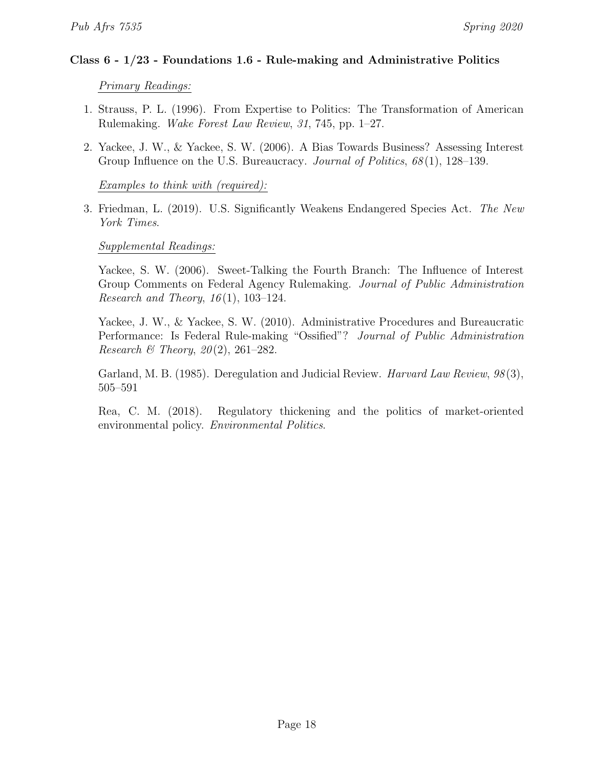**Class 6 - 1/23 - Foundations 1.6 - Rule-making and Administrative Politics**

*Primary Readings:*

1. Strauss, P. L. (1996). From Expertise to Politics: The Transformation of American Rulemaking. *Wake Forest Law Review*, *31*, 745, pp. 1–27.
2. Yackee, J. W., & Yackee, S. W. (2006). A Bias Towards Business? Assessing Interest Group Influence on the U.S. Bureaucracy. *Journal of Politics*, *68*(1), 128–139.

*Examples to think with (required):*

3. Friedman, L. (2019). U.S. Significantly Weakens Endangered Species Act. *The New York Times*.

*Supplemental Readings:*

Yackee, S. W. (2006). Sweet-Talking the Fourth Branch: The Influence of Interest Group Comments on Federal Agency Rulemaking. *Journal of Public Administration Research and Theory*, *16*(1), 103–124.

Yackee, J. W., & Yackee, S. W. (2010). Administrative Procedures and Bureaucratic Performance: Is Federal Rule-making "Ossified"? *Journal of Public Administration Research & Theory*, *20*(2), 261–282.

Garland, M. B. (1985). Deregulation and Judicial Review. *Harvard Law Review*, *98*(3), 505–591

Rea, C. M. (2018). Regulatory thickening and the politics of market-oriented environmental policy. *Environmental Politics*.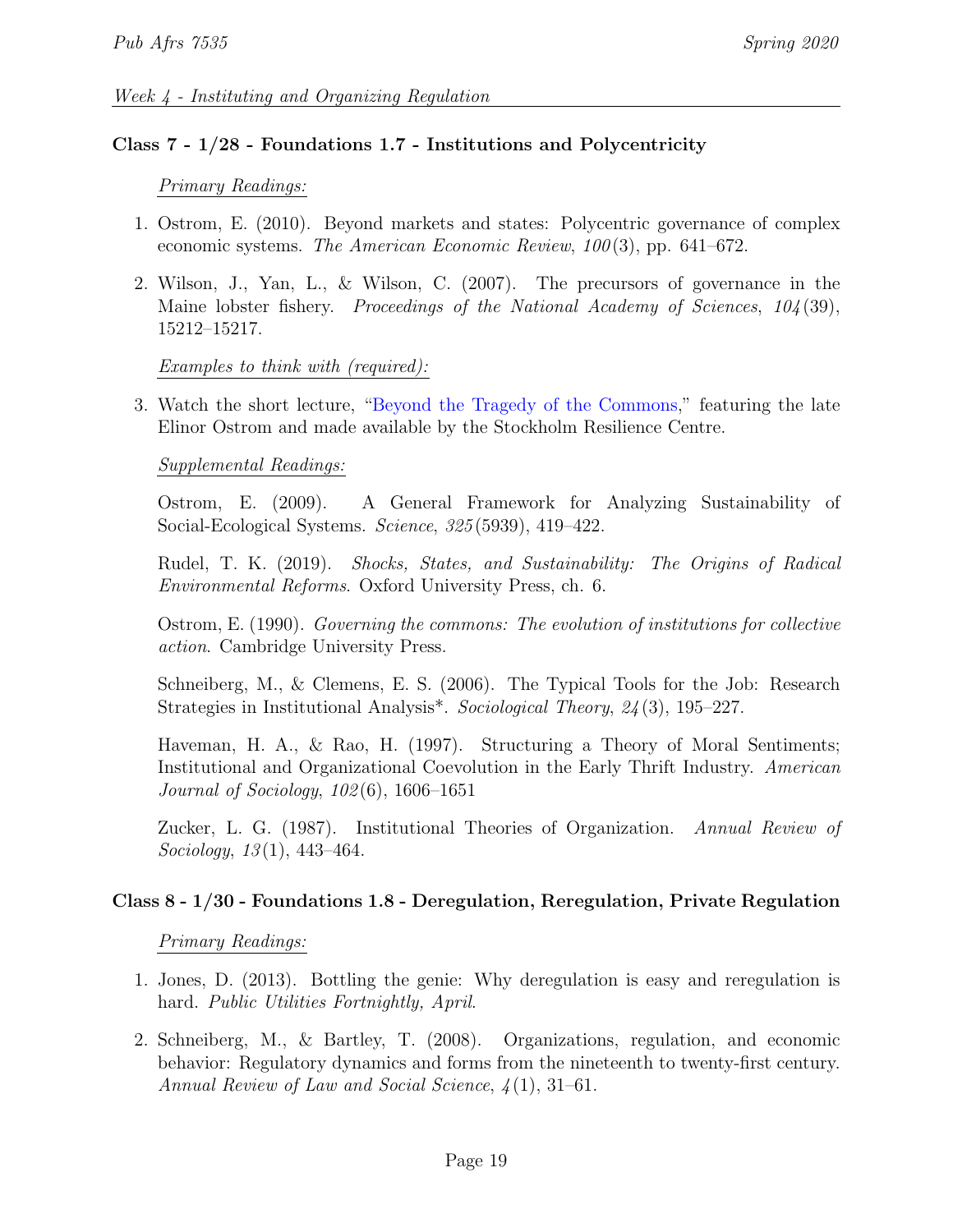*Week 4 - Instituting and Organizing Regulation*

### Class 7 - 1/28 - Foundations 1.7 - Institutions and Polycentricity

*Primary Readings:*

1. Ostrom, E. (2010). Beyond markets and states: Polycentric governance of complex economic systems. *The American Economic Review*, *100*(3), pp. 641–672.

2. Wilson, J., Yan, L., & Wilson, C. (2007). The precursors of governance in the Maine lobster fishery. *Proceedings of the National Academy of Sciences*, *104*(39), 15212–15217.

*Examples to think with (required):*

3. Watch the short lecture, "Beyond the Tragedy of the Commons," featuring the late Elinor Ostrom and made available by the Stockholm Resilience Centre.

*Supplemental Readings:*

Ostrom, E. (2009). A General Framework for Analyzing Sustainability of Social-Ecological Systems. *Science*, *325*(5939), 419–422.

Rudel, T. K. (2019). *Shocks, States, and Sustainability: The Origins of Radical Environmental Reforms*. Oxford University Press, ch. 6.

Ostrom, E. (1990). *Governing the commons: The evolution of institutions for collective action*. Cambridge University Press.

Schneiberg, M., & Clemens, E. S. (2006). The Typical Tools for the Job: Research Strategies in Institutional Analysis*. *Sociological Theory*, *24*(3), 195–227.

Haveman, H. A., & Rao, H. (1997). Structuring a Theory of Moral Sentiments; Institutional and Organizational Coevolution in the Early Thrift Industry. *American Journal of Sociology*, *102*(6), 1606–1651

Zucker, L. G. (1987). Institutional Theories of Organization. *Annual Review of Sociology*, *13*(1), 443–464.

### Class 8 - 1/30 - Foundations 1.8 - Deregulation, Reregulation, Private Regulation

*Primary Readings:*

1. Jones, D. (2013). Bottling the genie: Why deregulation is easy and reregulation is hard. *Public Utilities Fortnightly, April*.

2. Schneiberg, M., & Bartley, T. (2008). Organizations, regulation, and economic behavior: Regulatory dynamics and forms from the nineteenth to twenty-first century. *Annual Review of Law and Social Science*, *4*(1), 31–61.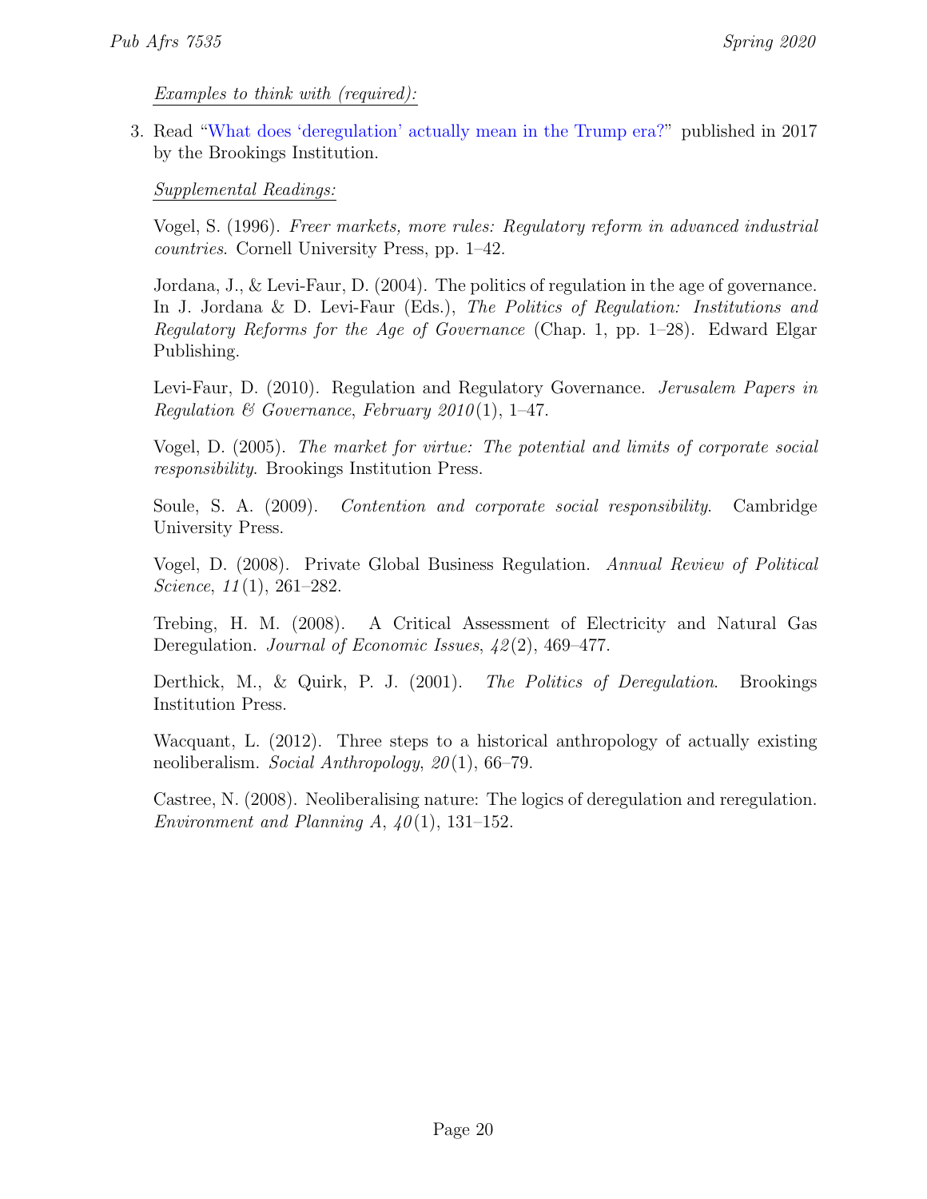<u>*Examples to think with (required):*</u>

3. Read "What does 'deregulation' actually mean in the Trump era?" published in 2017 by the Brookings Institution.

<u>*Supplemental Readings:*</u>

Vogel, S. (1996). *Freer markets, more rules: Regulatory reform in advanced industrial countries*. Cornell University Press, pp. 1–42.

Jordana, J., & Levi-Faur, D. (2004). The politics of regulation in the age of governance. In J. Jordana & D. Levi-Faur (Eds.), *The Politics of Regulation: Institutions and Regulatory Reforms for the Age of Governance* (Chap. 1, pp. 1–28). Edward Elgar Publishing.

Levi-Faur, D. (2010). Regulation and Regulatory Governance. *Jerusalem Papers in Regulation & Governance*, *February 2010*(1), 1–47.

Vogel, D. (2005). *The market for virtue: The potential and limits of corporate social responsibility*. Brookings Institution Press.

Soule, S. A. (2009). *Contention and corporate social responsibility*. Cambridge University Press.

Vogel, D. (2008). Private Global Business Regulation. *Annual Review of Political Science*, *11*(1), 261–282.

Trebing, H. M. (2008). A Critical Assessment of Electricity and Natural Gas Deregulation. *Journal of Economic Issues*, *42*(2), 469–477.

Derthick, M., & Quirk, P. J. (2001). *The Politics of Deregulation*. Brookings Institution Press.

Wacquant, L. (2012). Three steps to a historical anthropology of actually existing neoliberalism. *Social Anthropology*, *20*(1), 66–79.

Castree, N. (2008). Neoliberalising nature: The logics of deregulation and reregulation. *Environment and Planning A*, *40*(1), 131–152.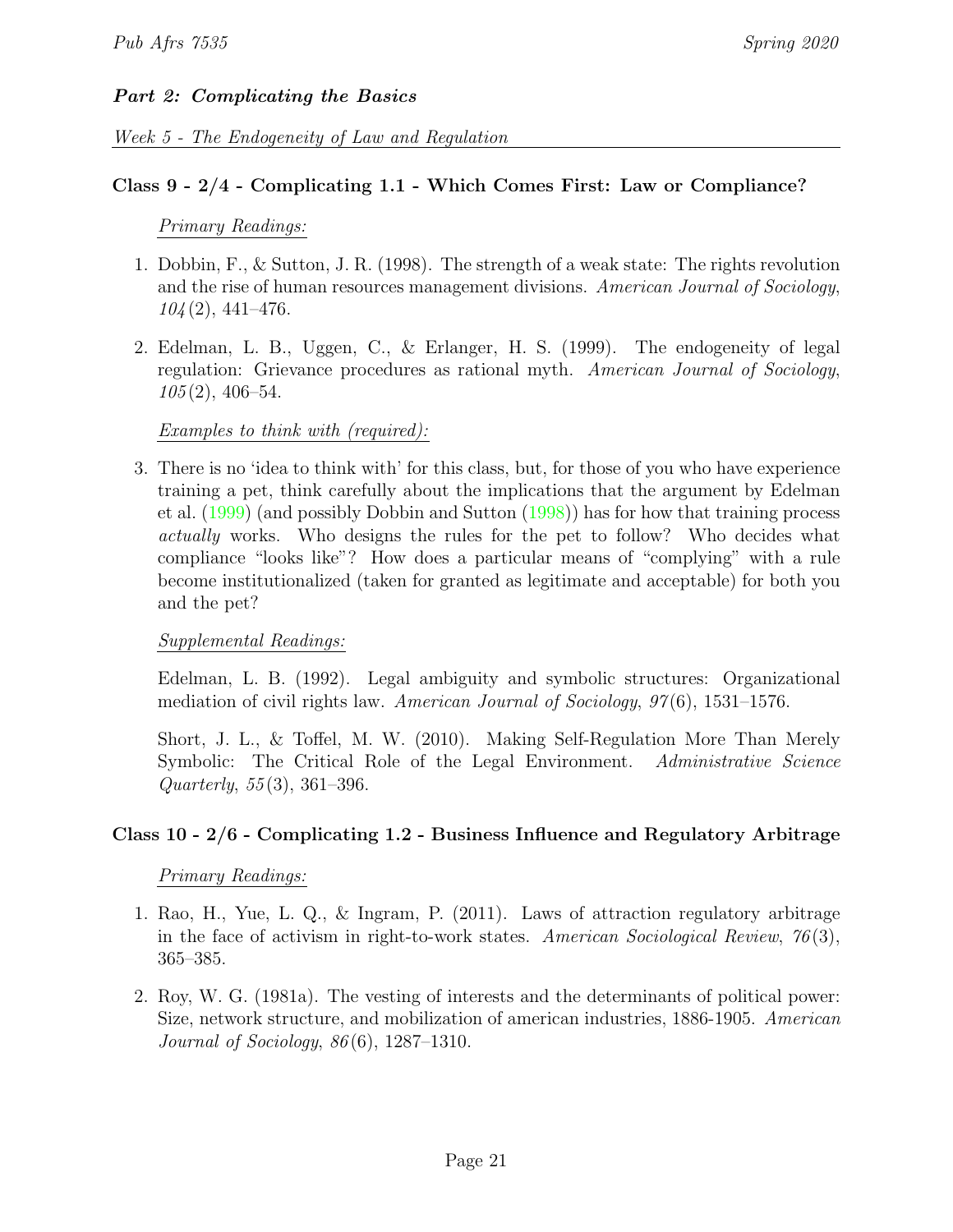## *Part 2: Complicating the Basics*

*Week 5 - The Endogeneity of Law and Regulation*

### Class 9 - 2/4 - Complicating 1.1 - Which Comes First: Law or Compliance?

*Primary Readings:*

1. Dobbin, F., & Sutton, J. R. (1998). The strength of a weak state: The rights revolution and the rise of human resources management divisions. *American Journal of Sociology*, *104*(2), 441–476.

2. Edelman, L. B., Uggen, C., & Erlanger, H. S. (1999). The endogeneity of legal regulation: Grievance procedures as rational myth. *American Journal of Sociology*, *105*(2), 406–54.

*Examples to think with (required):*

3. There is no 'idea to think with' for this class, but, for those of you who have experience training a pet, think carefully about the implications that the argument by Edelman et al. (1999) (and possibly Dobbin and Sutton (1998)) has for how that training process *actually* works. Who designs the rules for the pet to follow? Who decides what compliance "looks like"? How does a particular means of "complying" with a rule become institutionalized (taken for granted as legitimate and acceptable) for both you and the pet?

*Supplemental Readings:*

Edelman, L. B. (1992). Legal ambiguity and symbolic structures: Organizational mediation of civil rights law. *American Journal of Sociology*, *97*(6), 1531–1576.

Short, J. L., & Toffel, M. W. (2010). Making Self-Regulation More Than Merely Symbolic: The Critical Role of the Legal Environment. *Administrative Science Quarterly*, *55*(3), 361–396.

### Class 10 - 2/6 - Complicating 1.2 - Business Influence and Regulatory Arbitrage

*Primary Readings:*

1. Rao, H., Yue, L. Q., & Ingram, P. (2011). Laws of attraction regulatory arbitrage in the face of activism in right-to-work states. *American Sociological Review*, *76*(3), 365–385.

2. Roy, W. G. (1981a). The vesting of interests and the determinants of political power: Size, network structure, and mobilization of american industries, 1886-1905. *American Journal of Sociology*, *86*(6), 1287–1310.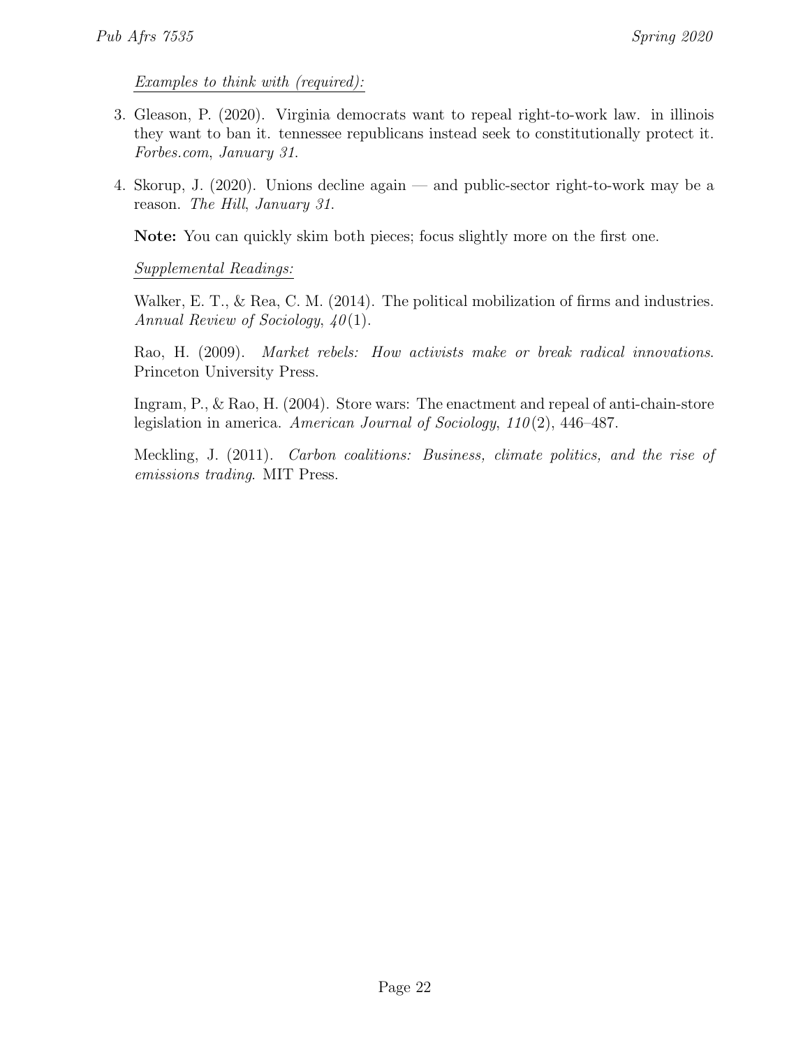*Examples to think with (required):*

3. Gleason, P. (2020). Virginia democrats want to repeal right-to-work law. in illinois they want to ban it. tennessee republicans instead seek to constitutionally protect it. *Forbes.com*, *January 31*.

4. Skorup, J. (2020). Unions decline again — and public-sector right-to-work may be a reason. *The Hill*, *January 31*.

   **Note:** You can quickly skim both pieces; focus slightly more on the first one.

   *Supplemental Readings:*

   Walker, E. T., & Rea, C. M. (2014). The political mobilization of firms and industries. *Annual Review of Sociology*, *40*(1).

   Rao, H. (2009). *Market rebels: How activists make or break radical innovations*. Princeton University Press.

   Ingram, P., & Rao, H. (2004). Store wars: The enactment and repeal of anti-chain-store legislation in america. *American Journal of Sociology*, *110*(2), 446–487.

   Meckling, J. (2011). *Carbon coalitions: Business, climate politics, and the rise of emissions trading*. MIT Press.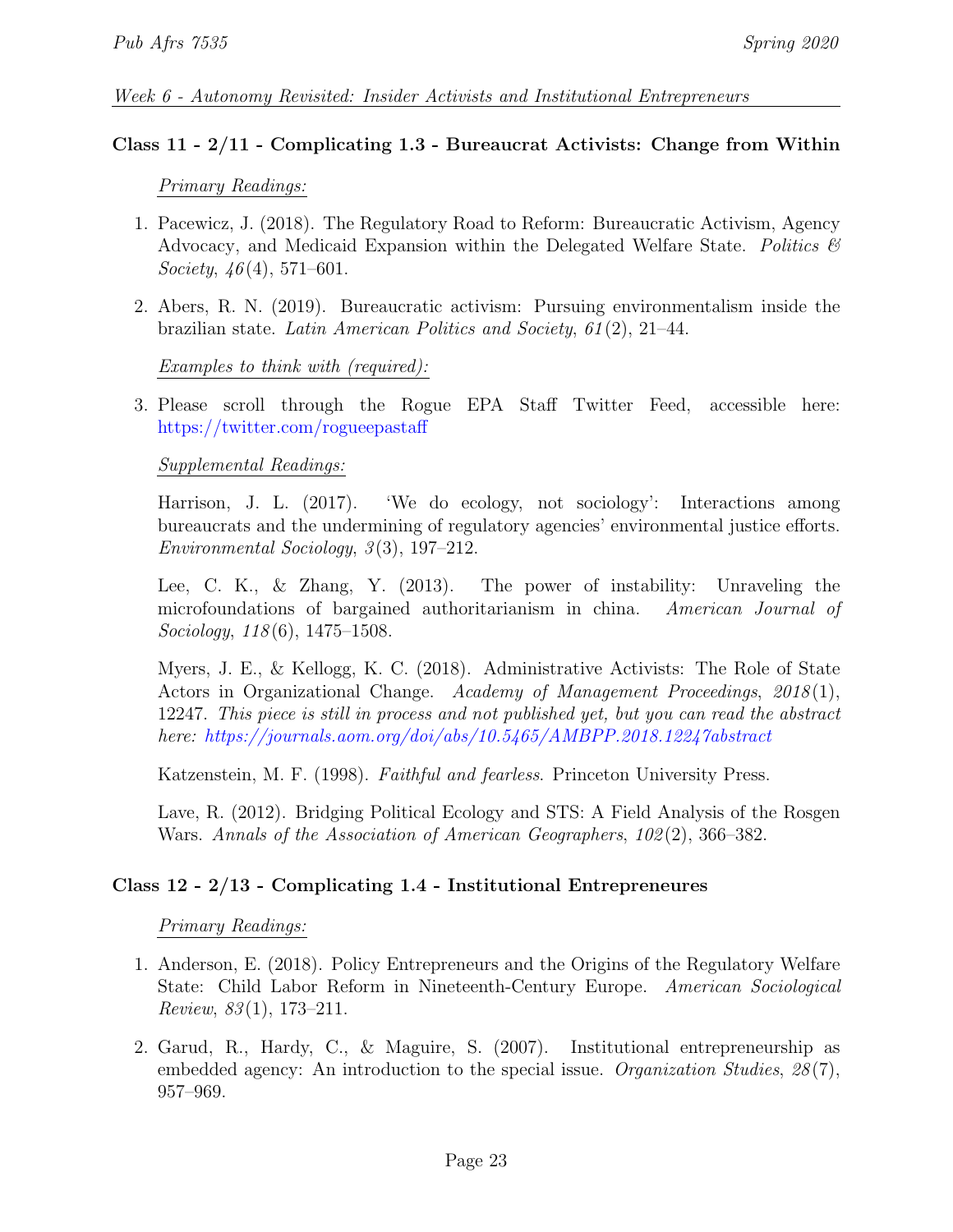*Week 6 - Autonomy Revisited: Insider Activists and Institutional Entrepreneurs*

### Class 11 - 2/11 - Complicating 1.3 - Bureaucrat Activists: Change from Within

*Primary Readings:*

1. Pacewicz, J. (2018). The Regulatory Road to Reform: Bureaucratic Activism, Agency Advocacy, and Medicaid Expansion within the Delegated Welfare State. *Politics & Society*, *46*(4), 571–601.
2. Abers, R. N. (2019). Bureaucratic activism: Pursuing environmentalism inside the brazilian state. *Latin American Politics and Society*, *61*(2), 21–44.

*Examples to think with (required):*

3. Please scroll through the Rogue EPA Staff Twitter Feed, accessible here: https://twitter.com/rogueepastaff

*Supplemental Readings:*

Harrison, J. L. (2017). 'We do ecology, not sociology': Interactions among bureaucrats and the undermining of regulatory agencies' environmental justice efforts. *Environmental Sociology*, *3*(3), 197–212.

Lee, C. K., & Zhang, Y. (2013). The power of instability: Unraveling the microfoundations of bargained authoritarianism in china. *American Journal of Sociology*, *118*(6), 1475–1508.

Myers, J. E., & Kellogg, K. C. (2018). Administrative Activists: The Role of State Actors in Organizational Change. *Academy of Management Proceedings*, *2018*(1), 12247. *This piece is still in process and not published yet, but you can read the abstract here: https://journals.aom.org/doi/abs/10.5465/AMBPP.2018.12247abstract*

Katzenstein, M. F. (1998). *Faithful and fearless*. Princeton University Press.

Lave, R. (2012). Bridging Political Ecology and STS: A Field Analysis of the Rosgen Wars. *Annals of the Association of American Geographers*, *102*(2), 366–382.

### Class 12 - 2/13 - Complicating 1.4 - Institutional Entrepreneures

*Primary Readings:*

1. Anderson, E. (2018). Policy Entrepreneurs and the Origins of the Regulatory Welfare State: Child Labor Reform in Nineteenth-Century Europe. *American Sociological Review*, *83*(1), 173–211.
2. Garud, R., Hardy, C., & Maguire, S. (2007). Institutional entrepreneurship as embedded agency: An introduction to the special issue. *Organization Studies*, *28*(7), 957–969.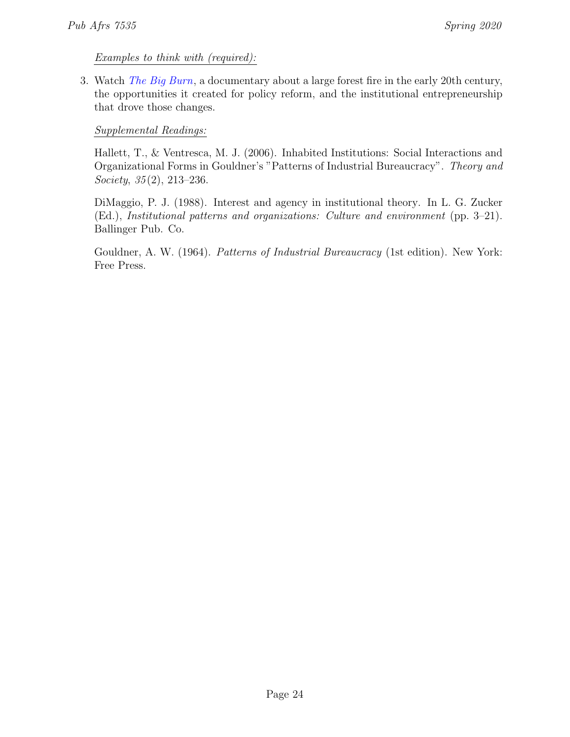*Examples to think with (required):*

3. Watch *The Big Burn*, a documentary about a large forest fire in the early 20th century, the opportunities it created for policy reform, and the institutional entrepreneurship that drove those changes.

*Supplemental Readings:*

Hallett, T., & Ventresca, M. J. (2006). Inhabited Institutions: Social Interactions and Organizational Forms in Gouldner's "Patterns of Industrial Bureaucracy". *Theory and Society*, *35*(2), 213–236.

DiMaggio, P. J. (1988). Interest and agency in institutional theory. In L. G. Zucker (Ed.), *Institutional patterns and organizations: Culture and environment* (pp. 3–21). Ballinger Pub. Co.

Gouldner, A. W. (1964). *Patterns of Industrial Bureaucracy* (1st edition). New York: Free Press.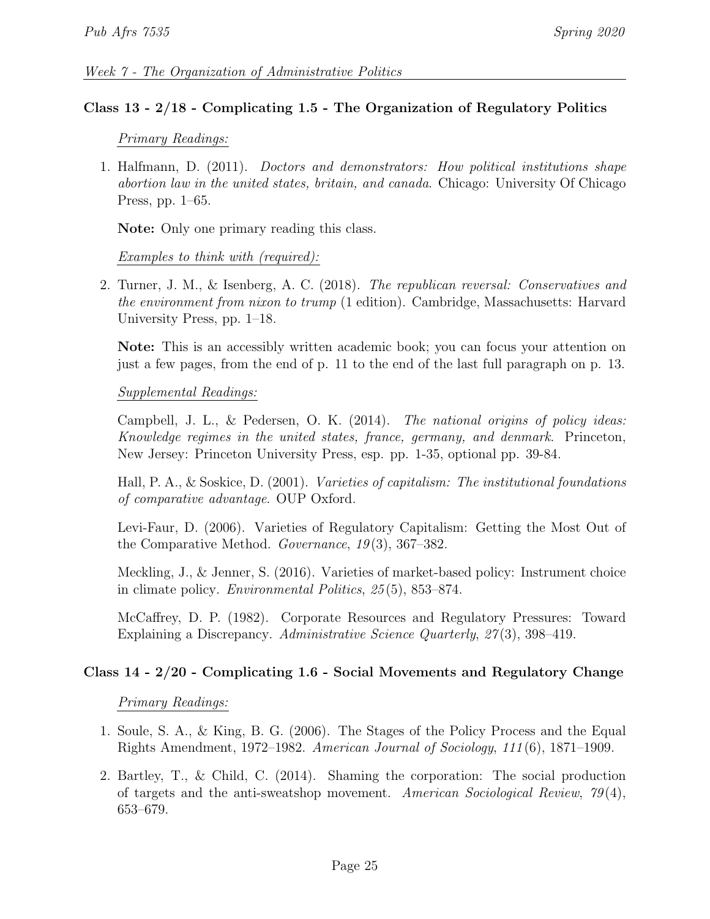*Week 7 - The Organization of Administrative Politics*

### Class 13 - 2/18 - Complicating 1.5 - The Organization of Regulatory Politics

*Primary Readings:*

1. Halfmann, D. (2011). *Doctors and demonstrators: How political institutions shape abortion law in the united states, britain, and canada*. Chicago: University Of Chicago Press, pp. 1–65.

   **Note:** Only one primary reading this class.

*Examples to think with (required):*

2. Turner, J. M., & Isenberg, A. C. (2018). *The republican reversal: Conservatives and the environment from nixon to trump* (1 edition). Cambridge, Massachusetts: Harvard University Press, pp. 1–18.

   **Note:** This is an accessibly written academic book; you can focus your attention on just a few pages, from the end of p. 11 to the end of the last full paragraph on p. 13.

*Supplemental Readings:*

Campbell, J. L., & Pedersen, O. K. (2014). *The national origins of policy ideas: Knowledge regimes in the united states, france, germany, and denmark*. Princeton, New Jersey: Princeton University Press, esp. pp. 1-35, optional pp. 39-84.

Hall, P. A., & Soskice, D. (2001). *Varieties of capitalism: The institutional foundations of comparative advantage*. OUP Oxford.

Levi-Faur, D. (2006). Varieties of Regulatory Capitalism: Getting the Most Out of the Comparative Method. *Governance*, *19*(3), 367–382.

Meckling, J., & Jenner, S. (2016). Varieties of market-based policy: Instrument choice in climate policy. *Environmental Politics*, *25*(5), 853–874.

McCaffrey, D. P. (1982). Corporate Resources and Regulatory Pressures: Toward Explaining a Discrepancy. *Administrative Science Quarterly*, *27*(3), 398–419.

### Class 14 - 2/20 - Complicating 1.6 - Social Movements and Regulatory Change

*Primary Readings:*

1. Soule, S. A., & King, B. G. (2006). The Stages of the Policy Process and the Equal Rights Amendment, 1972–1982. *American Journal of Sociology*, *111*(6), 1871–1909.
2. Bartley, T., & Child, C. (2014). Shaming the corporation: The social production of targets and the anti-sweatshop movement. *American Sociological Review*, *79*(4), 653–679.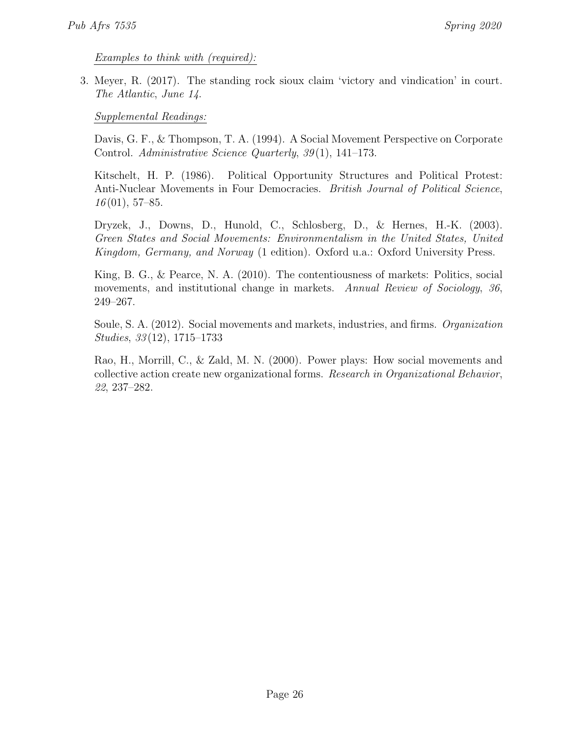*Examples to think with (required):*

3. Meyer, R. (2017). The standing rock sioux claim 'victory and vindication' in court. *The Atlantic, June 14*.

*Supplemental Readings:*

Davis, G. F., & Thompson, T. A. (1994). A Social Movement Perspective on Corporate Control. *Administrative Science Quarterly*, *39*(1), 141–173.

Kitschelt, H. P. (1986). Political Opportunity Structures and Political Protest: Anti-Nuclear Movements in Four Democracies. *British Journal of Political Science*, *16*(01), 57–85.

Dryzek, J., Downs, D., Hunold, C., Schlosberg, D., & Hernes, H.-K. (2003). *Green States and Social Movements: Environmentalism in the United States, United Kingdom, Germany, and Norway* (1 edition). Oxford u.a.: Oxford University Press.

King, B. G., & Pearce, N. A. (2010). The contentiousness of markets: Politics, social movements, and institutional change in markets. *Annual Review of Sociology*, *36*, 249–267.

Soule, S. A. (2012). Social movements and markets, industries, and firms. *Organization Studies*, *33*(12), 1715–1733

Rao, H., Morrill, C., & Zald, M. N. (2000). Power plays: How social movements and collective action create new organizational forms. *Research in Organizational Behavior*, *22*, 237–282.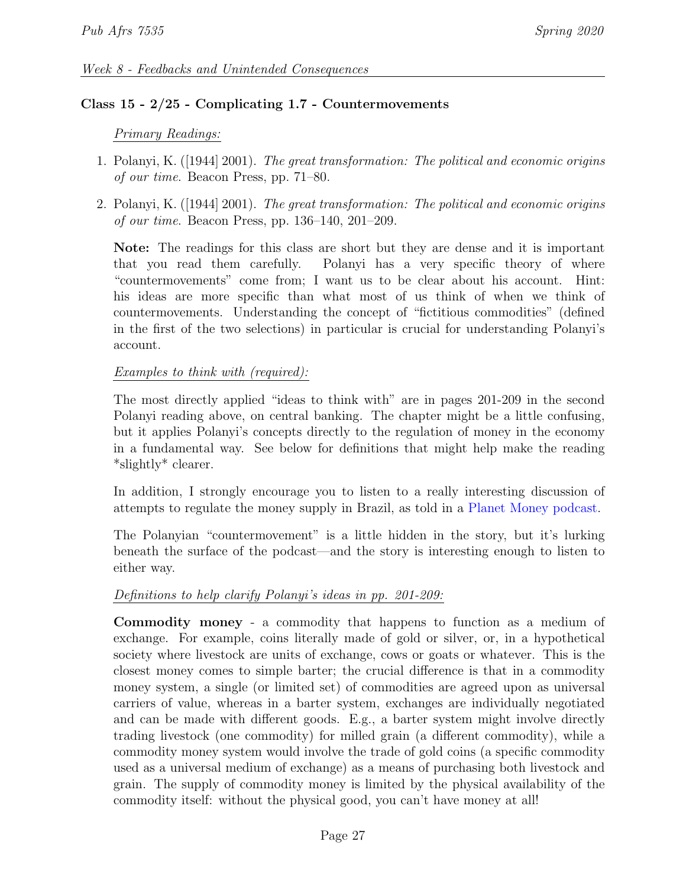*Week 8 - Feedbacks and Unintended Consequences*

### Class 15 - 2/25 - Complicating 1.7 - Countermovements

*Primary Readings:*

1. Polanyi, K. ([1944] 2001). *The great transformation: The political and economic origins of our time*. Beacon Press, pp. 71–80.
2. Polanyi, K. ([1944] 2001). *The great transformation: The political and economic origins of our time*. Beacon Press, pp. 136–140, 201–209.

**Note:** The readings for this class are short but they are dense and it is important that you read them carefully. Polanyi has a very specific theory of where "countermovements" come from; I want us to be clear about his account. Hint: his ideas are more specific than what most of us think of when we think of countermovements. Understanding the concept of "fictitious commodities" (defined in the first of the two selections) in particular is crucial for understanding Polanyi's account.

*Examples to think with (required):*

The most directly applied "ideas to think with" are in pages 201-209 in the second Polanyi reading above, on central banking. The chapter might be a little confusing, but it applies Polanyi's concepts directly to the regulation of money in the economy in a fundamental way. See below for definitions that might help make the reading *slightly* clearer.

In addition, I strongly encourage you to listen to a really interesting discussion of attempts to regulate the money supply in Brazil, as told in a Planet Money podcast.

The Polanyian "countermovement" is a little hidden in the story, but it's lurking beneath the surface of the podcast—and the story is interesting enough to listen to either way.

*Definitions to help clarify Polanyi's ideas in pp. 201-209:*

**Commodity money** - a commodity that happens to function as a medium of exchange. For example, coins literally made of gold or silver, or, in a hypothetical society where livestock are units of exchange, cows or goats or whatever. This is the closest money comes to simple barter; the crucial difference is that in a commodity money system, a single (or limited set) of commodities are agreed upon as universal carriers of value, whereas in a barter system, exchanges are individually negotiated and can be made with different goods. E.g., a barter system might involve directly trading livestock (one commodity) for milled grain (a different commodity), while a commodity money system would involve the trade of gold coins (a specific commodity used as a universal medium of exchange) as a means of purchasing both livestock and grain. The supply of commodity money is limited by the physical availability of the commodity itself: without the physical good, you can't have money at all!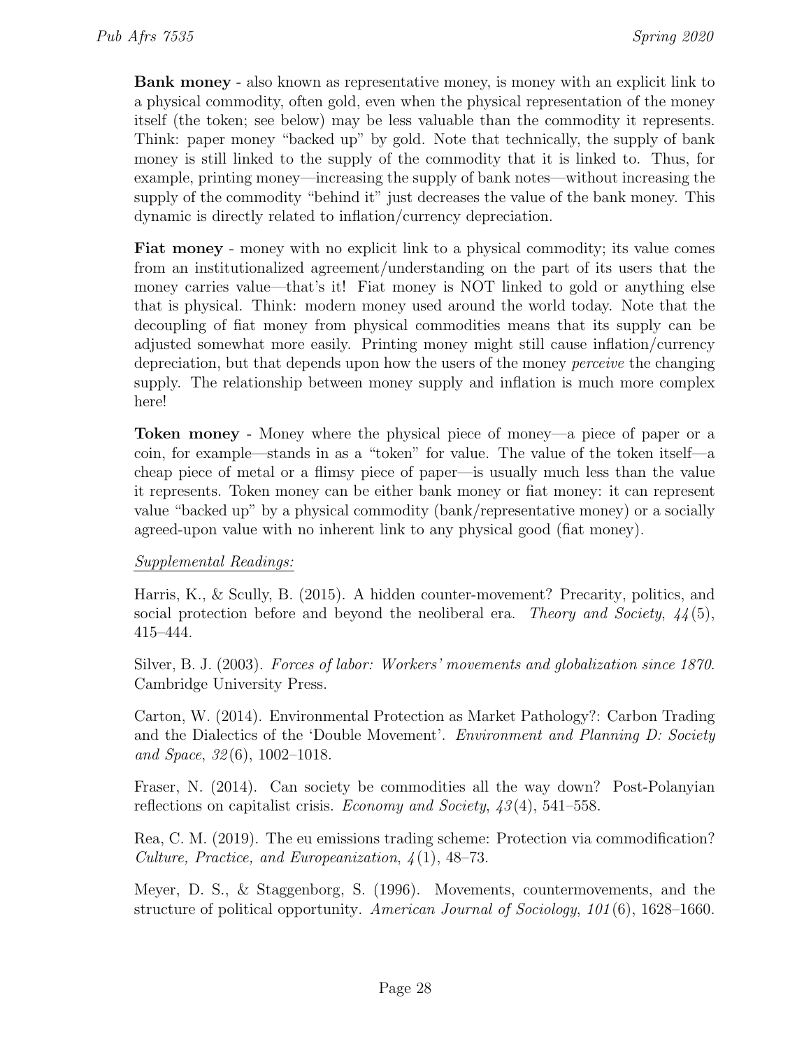**Bank money** - also known as representative money, is money with an explicit link to a physical commodity, often gold, even when the physical representation of the money itself (the token; see below) may be less valuable than the commodity it represents. Think: paper money "backed up" by gold. Note that technically, the supply of bank money is still linked to the supply of the commodity that it is linked to. Thus, for example, printing money—increasing the supply of bank notes—without increasing the supply of the commodity "behind it" just decreases the value of the bank money. This dynamic is directly related to inflation/currency depreciation.

**Fiat money** - money with no explicit link to a physical commodity; its value comes from an institutionalized agreement/understanding on the part of its users that the money carries value—that's it! Fiat money is NOT linked to gold or anything else that is physical. Think: modern money used around the world today. Note that the decoupling of fiat money from physical commodities means that its supply can be adjusted somewhat more easily. Printing money might still cause inflation/currency depreciation, but that depends upon how the users of the money *perceive* the changing supply. The relationship between money supply and inflation is much more complex here!

**Token money** - Money where the physical piece of money—a piece of paper or a coin, for example—stands in as a "token" for value. The value of the token itself—a cheap piece of metal or a flimsy piece of paper—is usually much less than the value it represents. Token money can be either bank money or fiat money: it can represent value "backed up" by a physical commodity (bank/representative money) or a socially agreed-upon value with no inherent link to any physical good (fiat money).

*Supplemental Readings:*

Harris, K., & Scully, B. (2015). A hidden counter-movement? Precarity, politics, and social protection before and beyond the neoliberal era. *Theory and Society*, *44*(5), 415–444.

Silver, B. J. (2003). *Forces of labor: Workers' movements and globalization since 1870*. Cambridge University Press.

Carton, W. (2014). Environmental Protection as Market Pathology?: Carbon Trading and the Dialectics of the 'Double Movement'. *Environment and Planning D: Society and Space*, *32*(6), 1002–1018.

Fraser, N. (2014). Can society be commodities all the way down? Post-Polanyian reflections on capitalist crisis. *Economy and Society*, *43*(4), 541–558.

Rea, C. M. (2019). The eu emissions trading scheme: Protection via commodification? *Culture, Practice, and Europeanization*, *4*(1), 48–73.

Meyer, D. S., & Staggenborg, S. (1996). Movements, countermovements, and the structure of political opportunity. *American Journal of Sociology*, *101*(6), 1628–1660.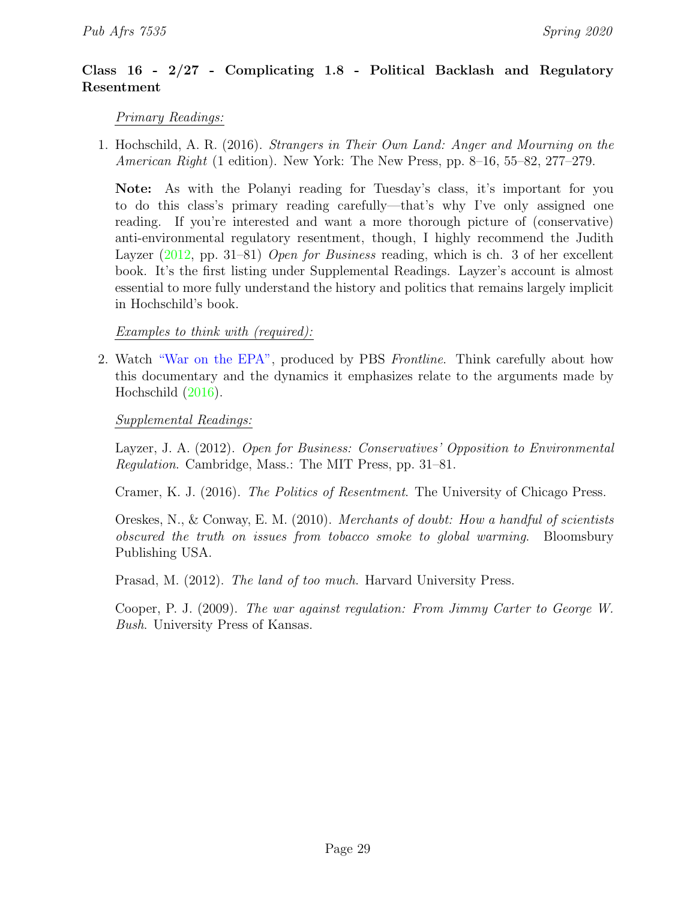### Class 16 - 2/27 - Complicating 1.8 - Political Backlash and Regulatory Resentment

*Primary Readings:*

1. Hochschild, A. R. (2016). *Strangers in Their Own Land: Anger and Mourning on the American Right* (1 edition). New York: The New Press, pp. 8–16, 55–82, 277–279.

   **Note:** As with the Polanyi reading for Tuesday's class, it's important for you to do this class's primary reading carefully—that's why I've only assigned one reading. If you're interested and want a more thorough picture of (conservative) anti-environmental regulatory resentment, though, I highly recommend the Judith Layzer (2012, pp. 31–81) *Open for Business* reading, which is ch. 3 of her excellent book. It's the first listing under Supplemental Readings. Layzer's account is almost essential to more fully understand the history and politics that remains largely implicit in Hochschild's book.

*Examples to think with (required):*

2. Watch "War on the EPA", produced by PBS *Frontline*. Think carefully about how this documentary and the dynamics it emphasizes relate to the arguments made by Hochschild (2016).

*Supplemental Readings:*

Layzer, J. A. (2012). *Open for Business: Conservatives' Opposition to Environmental Regulation*. Cambridge, Mass.: The MIT Press, pp. 31–81.

Cramer, K. J. (2016). *The Politics of Resentment*. The University of Chicago Press.

Oreskes, N., & Conway, E. M. (2010). *Merchants of doubt: How a handful of scientists obscured the truth on issues from tobacco smoke to global warming*. Bloomsbury Publishing USA.

Prasad, M. (2012). *The land of too much*. Harvard University Press.

Cooper, P. J. (2009). *The war against regulation: From Jimmy Carter to George W. Bush*. University Press of Kansas.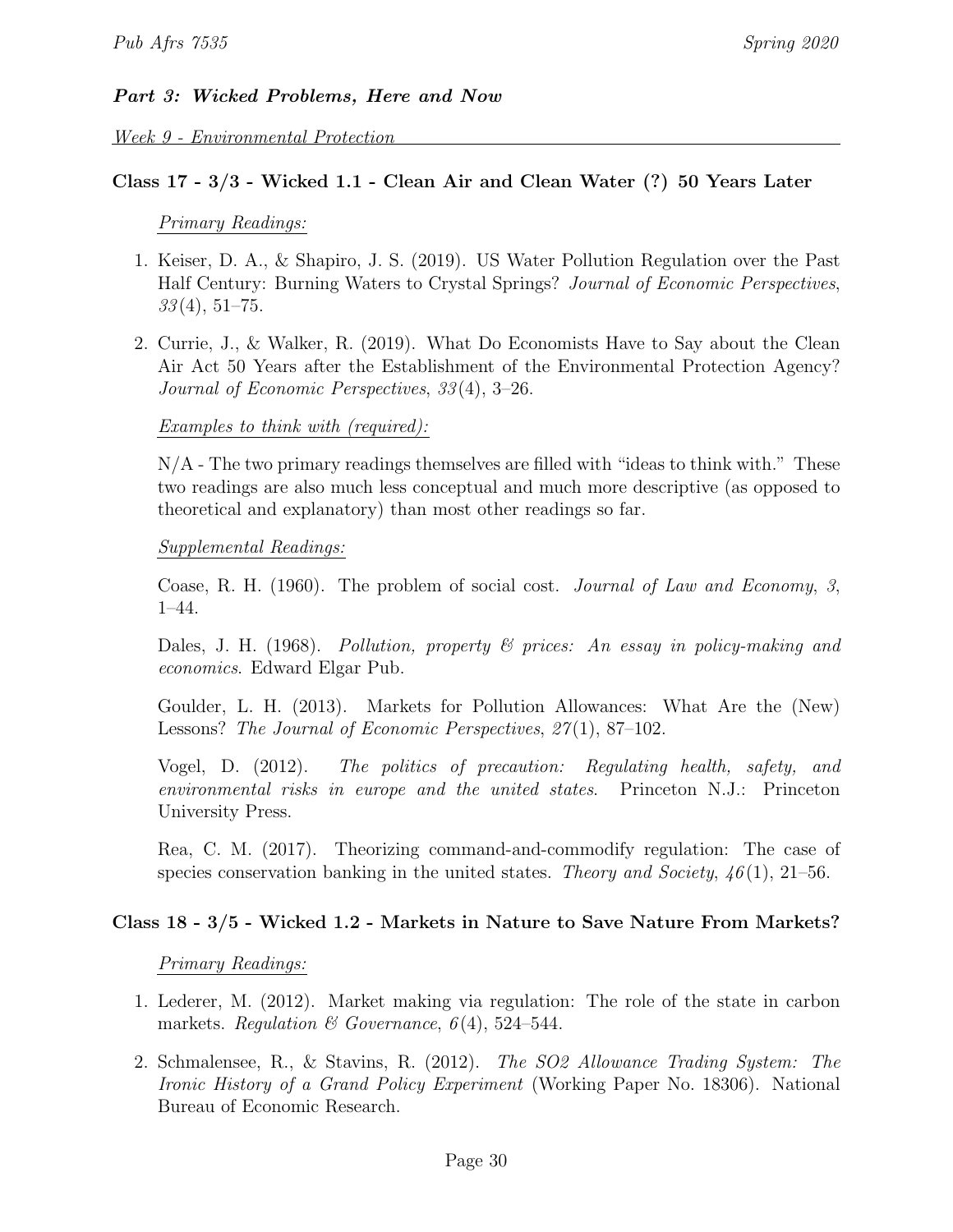### *Part 3: Wicked Problems, Here and Now*

*Week 9 - Environmental Protection*

#### Class 17 - 3/3 - Wicked 1.1 - Clean Air and Clean Water (?) 50 Years Later

*Primary Readings:*

1. Keiser, D. A., & Shapiro, J. S. (2019). US Water Pollution Regulation over the Past Half Century: Burning Waters to Crystal Springs? *Journal of Economic Perspectives*, *33*(4), 51–75.

2. Currie, J., & Walker, R. (2019). What Do Economists Have to Say about the Clean Air Act 50 Years after the Establishment of the Environmental Protection Agency? *Journal of Economic Perspectives*, *33*(4), 3–26.

*Examples to think with (required):*

N/A - The two primary readings themselves are filled with "ideas to think with." These two readings are also much less conceptual and much more descriptive (as opposed to theoretical and explanatory) than most other readings so far.

*Supplemental Readings:*

Coase, R. H. (1960). The problem of social cost. *Journal of Law and Economy*, *3*, 1–44.

Dales, J. H. (1968). *Pollution, property & prices: An essay in policy-making and economics*. Edward Elgar Pub.

Goulder, L. H. (2013). Markets for Pollution Allowances: What Are the (New) Lessons? *The Journal of Economic Perspectives*, *27*(1), 87–102.

Vogel, D. (2012). *The politics of precaution: Regulating health, safety, and environmental risks in europe and the united states*. Princeton N.J.: Princeton University Press.

Rea, C. M. (2017). Theorizing command-and-commodify regulation: The case of species conservation banking in the united states. *Theory and Society*, *46*(1), 21–56.

#### Class 18 - 3/5 - Wicked 1.2 - Markets in Nature to Save Nature From Markets?

*Primary Readings:*

1. Lederer, M. (2012). Market making via regulation: The role of the state in carbon markets. *Regulation & Governance*, *6*(4), 524–544.

2. Schmalensee, R., & Stavins, R. (2012). *The SO2 Allowance Trading System: The Ironic History of a Grand Policy Experiment* (Working Paper No. 18306). National Bureau of Economic Research.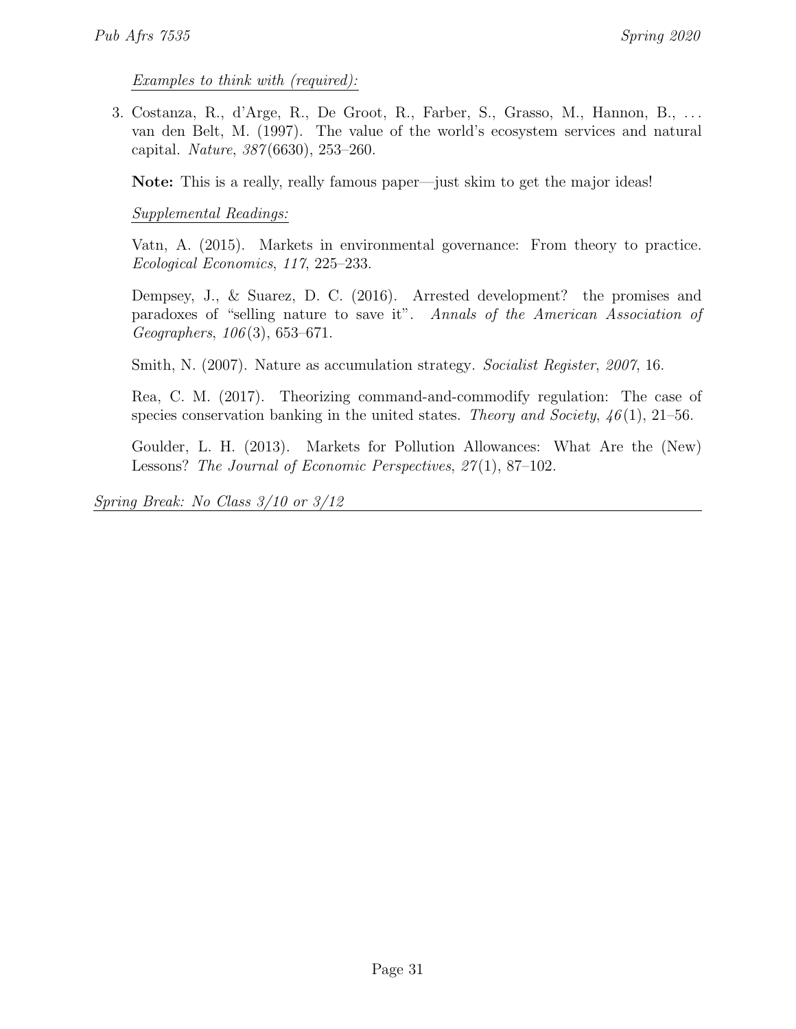*Examples to think with (required):*

3. Costanza, R., d'Arge, R., De Groot, R., Farber, S., Grasso, M., Hannon, B., ... van den Belt, M. (1997). The value of the world's ecosystem services and natural capital. *Nature*, *387*(6630), 253–260.

   **Note:** This is a really, really famous paper—just skim to get the major ideas!

   *Supplemental Readings:*

   Vatn, A. (2015). Markets in environmental governance: From theory to practice. *Ecological Economics*, *117*, 225–233.

   Dempsey, J., & Suarez, D. C. (2016). Arrested development? the promises and paradoxes of "selling nature to save it". *Annals of the American Association of Geographers*, *106*(3), 653–671.

   Smith, N. (2007). Nature as accumulation strategy. *Socialist Register*, *2007*, 16.

   Rea, C. M. (2017). Theorizing command-and-commodify regulation: The case of species conservation banking in the united states. *Theory and Society*, *46*(1), 21–56.

   Goulder, L. H. (2013). Markets for Pollution Allowances: What Are the (New) Lessons? *The Journal of Economic Perspectives*, *27*(1), 87–102.

*Spring Break: No Class 3/10 or 3/12*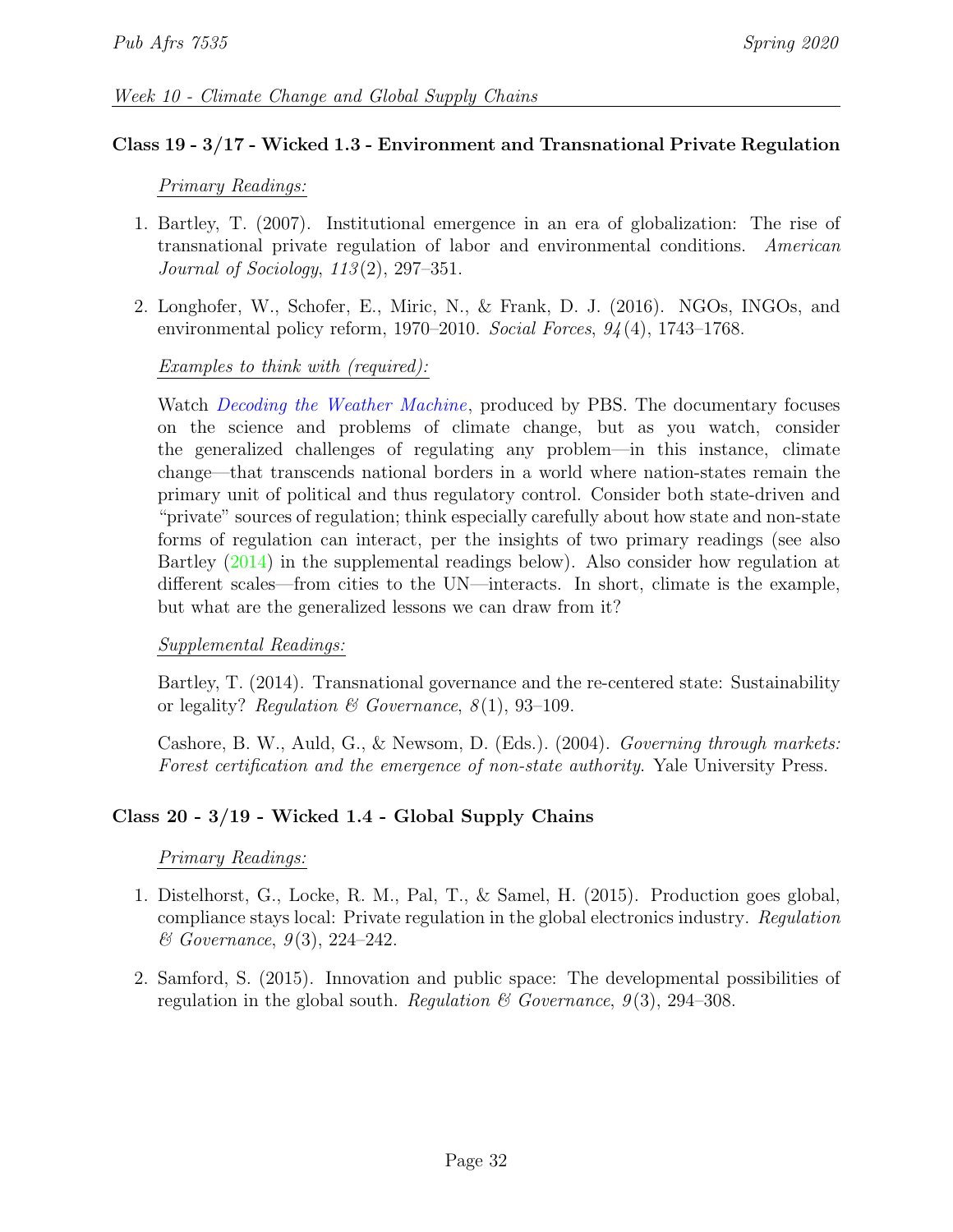*Week 10 - Climate Change and Global Supply Chains*

### Class 19 - 3/17 - Wicked 1.3 - Environment and Transnational Private Regulation

*Primary Readings:*

1. Bartley, T. (2007). Institutional emergence in an era of globalization: The rise of transnational private regulation of labor and environmental conditions. *American Journal of Sociology*, *113*(2), 297–351.

2. Longhofer, W., Schofer, E., Miric, N., & Frank, D. J. (2016). NGOs, INGOs, and environmental policy reform, 1970–2010. *Social Forces*, *94*(4), 1743–1768.

*Examples to think with (required):*

Watch *Decoding the Weather Machine*, produced by PBS. The documentary focuses on the science and problems of climate change, but as you watch, consider the generalized challenges of regulating any problem—in this instance, climate change—that transcends national borders in a world where nation-states remain the primary unit of political and thus regulatory control. Consider both state-driven and "private" sources of regulation; think especially carefully about how state and non-state forms of regulation can interact, per the insights of two primary readings (see also Bartley (2014) in the supplemental readings below). Also consider how regulation at different scales—from cities to the UN—interacts. In short, climate is the example, but what are the generalized lessons we can draw from it?

*Supplemental Readings:*

Bartley, T. (2014). Transnational governance and the re-centered state: Sustainability or legality? *Regulation & Governance*, *8*(1), 93–109.

Cashore, B. W., Auld, G., & Newsom, D. (Eds.). (2004). *Governing through markets: Forest certification and the emergence of non-state authority*. Yale University Press.

### Class 20 - 3/19 - Wicked 1.4 - Global Supply Chains

*Primary Readings:*

1. Distelhorst, G., Locke, R. M., Pal, T., & Samel, H. (2015). Production goes global, compliance stays local: Private regulation in the global electronics industry. *Regulation & Governance*, *9*(3), 224–242.

2. Samford, S. (2015). Innovation and public space: The developmental possibilities of regulation in the global south. *Regulation & Governance*, *9*(3), 294–308.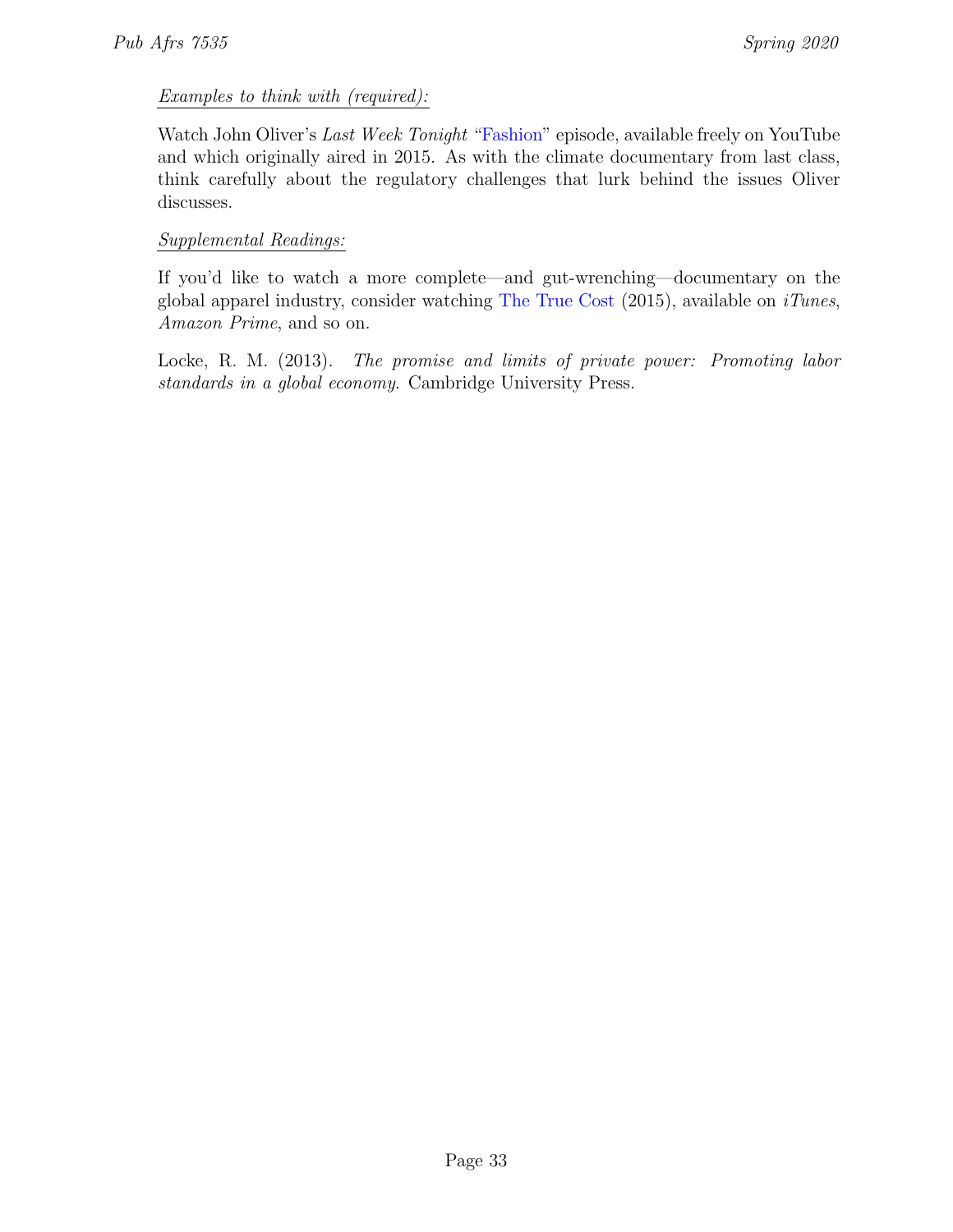*Examples to think with (required):*

Watch John Oliver's *Last Week Tonight* "Fashion" episode, available freely on YouTube and which originally aired in 2015. As with the climate documentary from last class, think carefully about the regulatory challenges that lurk behind the issues Oliver discusses.

*Supplemental Readings:*

If you'd like to watch a more complete—and gut-wrenching—documentary on the global apparel industry, consider watching The True Cost (2015), available on *iTunes*, *Amazon Prime*, and so on.

Locke, R. M. (2013). *The promise and limits of private power: Promoting labor standards in a global economy.* Cambridge University Press.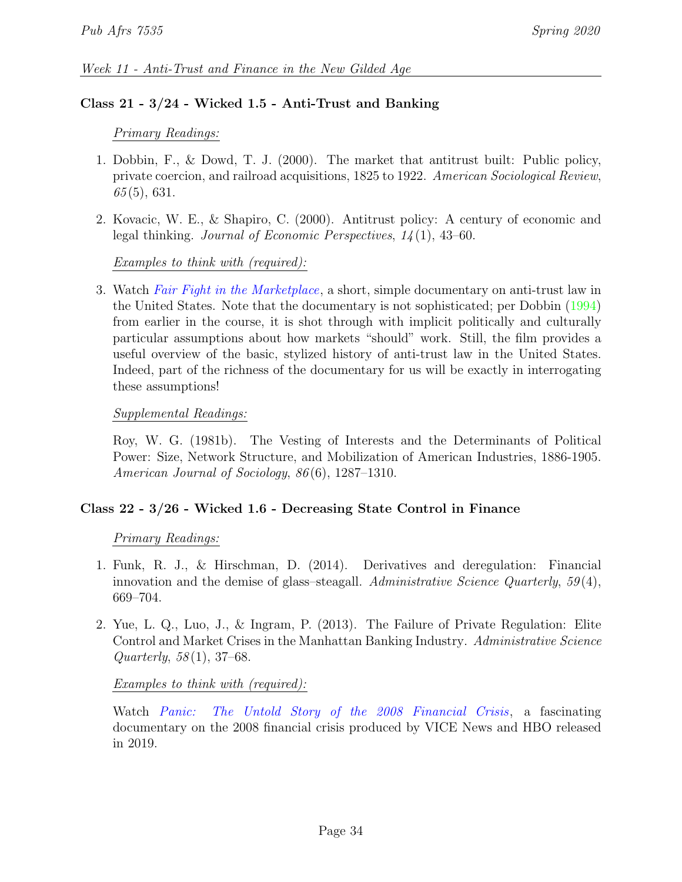*Week 11 - Anti-Trust and Finance in the New Gilded Age*

### Class 21 - 3/24 - Wicked 1.5 - Anti-Trust and Banking

*Primary Readings:*

1. Dobbin, F., & Dowd, T. J. (2000). The market that antitrust built: Public policy, private coercion, and railroad acquisitions, 1825 to 1922. *American Sociological Review*, *65*(5), 631.

2. Kovacic, W. E., & Shapiro, C. (2000). Antitrust policy: A century of economic and legal thinking. *Journal of Economic Perspectives*, *14*(1), 43–60.

*Examples to think with (required):*

3. Watch *Fair Fight in the Marketplace*, a short, simple documentary on anti-trust law in the United States. Note that the documentary is not sophisticated; per Dobbin (1994) from earlier in the course, it is shot through with implicit politically and culturally particular assumptions about how markets "should" work. Still, the film provides a useful overview of the basic, stylized history of anti-trust law in the United States. Indeed, part of the richness of the documentary for us will be exactly in interrogating these assumptions!

*Supplemental Readings:*

Roy, W. G. (1981b). The Vesting of Interests and the Determinants of Political Power: Size, Network Structure, and Mobilization of American Industries, 1886-1905. *American Journal of Sociology*, *86*(6), 1287–1310.

### Class 22 - 3/26 - Wicked 1.6 - Decreasing State Control in Finance

*Primary Readings:*

1. Funk, R. J., & Hirschman, D. (2014). Derivatives and deregulation: Financial innovation and the demise of glass–steagall. *Administrative Science Quarterly*, *59*(4), 669–704.

2. Yue, L. Q., Luo, J., & Ingram, P. (2013). The Failure of Private Regulation: Elite Control and Market Crises in the Manhattan Banking Industry. *Administrative Science Quarterly*, *58*(1), 37–68.

*Examples to think with (required):*

Watch *Panic: The Untold Story of the 2008 Financial Crisis*, a fascinating documentary on the 2008 financial crisis produced by VICE News and HBO released in 2019.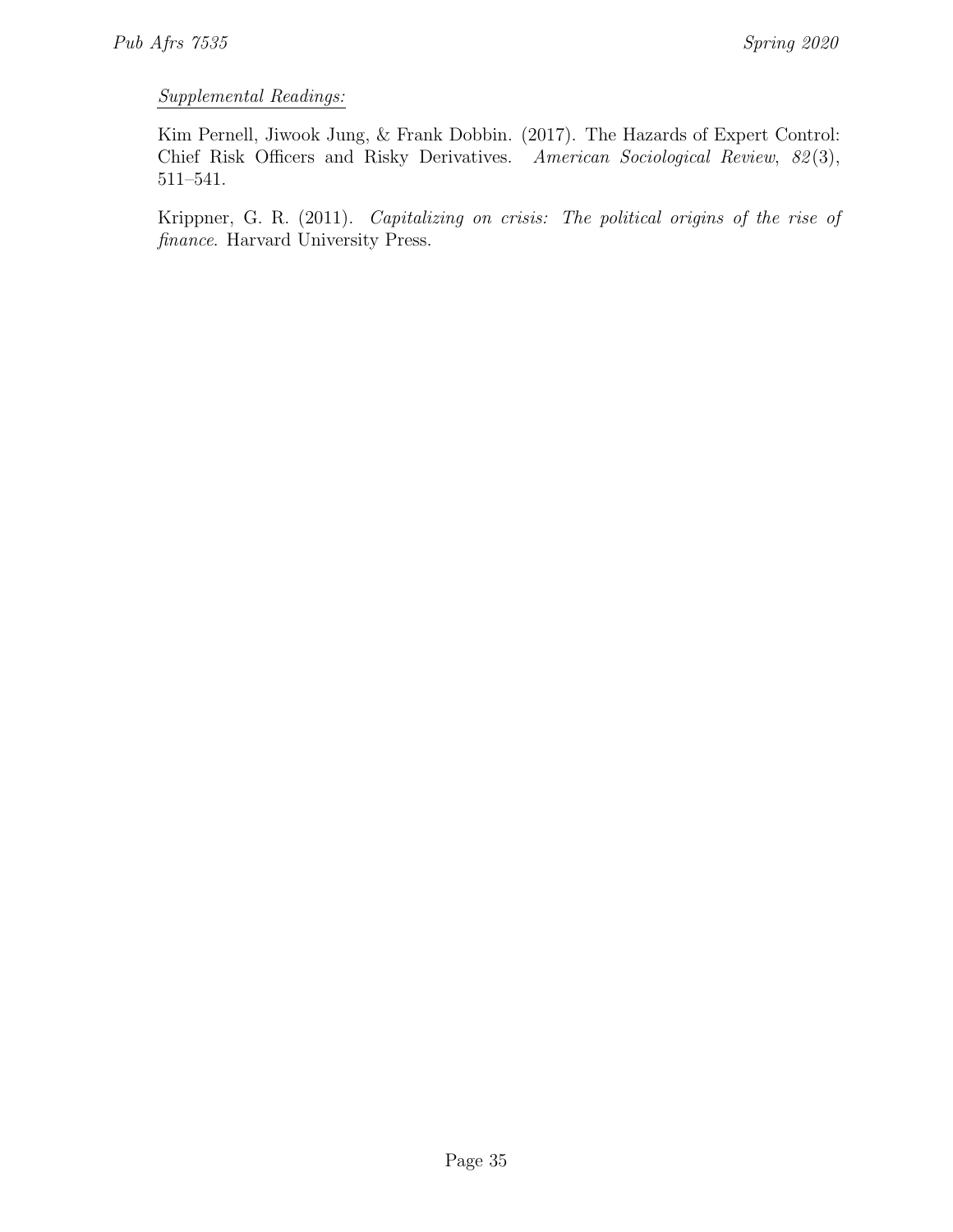*Supplemental Readings:*

Kim Pernell, Jiwook Jung, & Frank Dobbin. (2017). The Hazards of Expert Control: Chief Risk Officers and Risky Derivatives. *American Sociological Review*, *82*(3), 511–541.

Krippner, G. R. (2011). *Capitalizing on crisis: The political origins of the rise of finance*. Harvard University Press.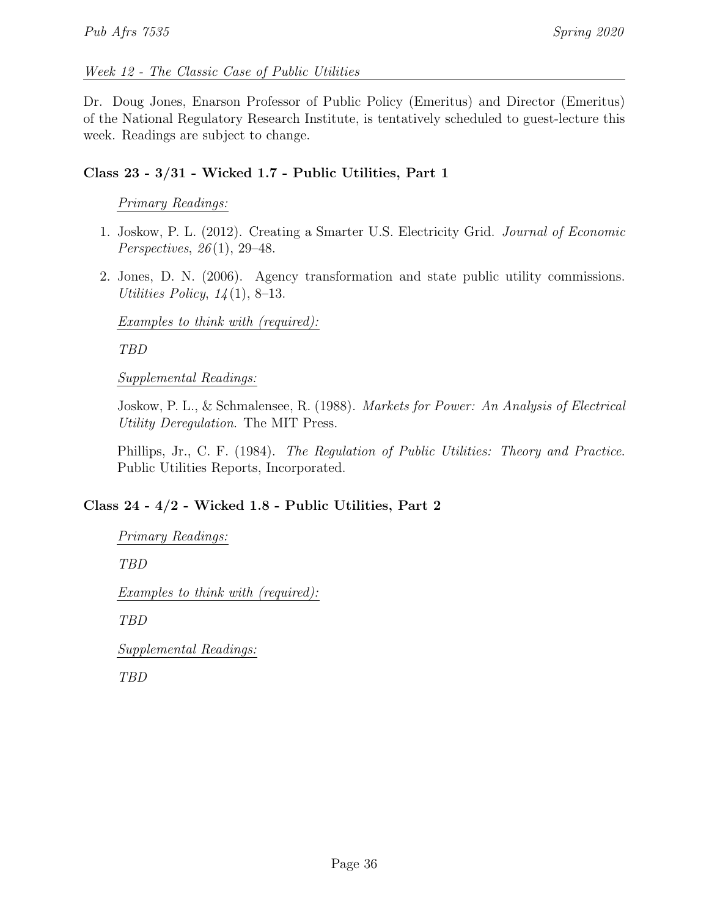*Week 12 - The Classic Case of Public Utilities*

Dr. Doug Jones, Enarson Professor of Public Policy (Emeritus) and Director (Emeritus) of the National Regulatory Research Institute, is tentatively scheduled to guest-lecture this week. Readings are subject to change.

### Class 23 - 3/31 - Wicked 1.7 - Public Utilities, Part 1

*Primary Readings:*

1. Joskow, P. L. (2012). Creating a Smarter U.S. Electricity Grid. *Journal of Economic Perspectives*, *26*(1), 29–48.
2. Jones, D. N. (2006). Agency transformation and state public utility commissions. *Utilities Policy*, *14*(1), 8–13.

*Examples to think with (required):*

*TBD*

*Supplemental Readings:*

Joskow, P. L., & Schmalensee, R. (1988). *Markets for Power: An Analysis of Electrical Utility Deregulation*. The MIT Press.

Phillips, Jr., C. F. (1984). *The Regulation of Public Utilities: Theory and Practice*. Public Utilities Reports, Incorporated.

### Class 24 - 4/2 - Wicked 1.8 - Public Utilities, Part 2

*Primary Readings:*

*TBD*

*Examples to think with (required):*

*TBD*

*Supplemental Readings:*

*TBD*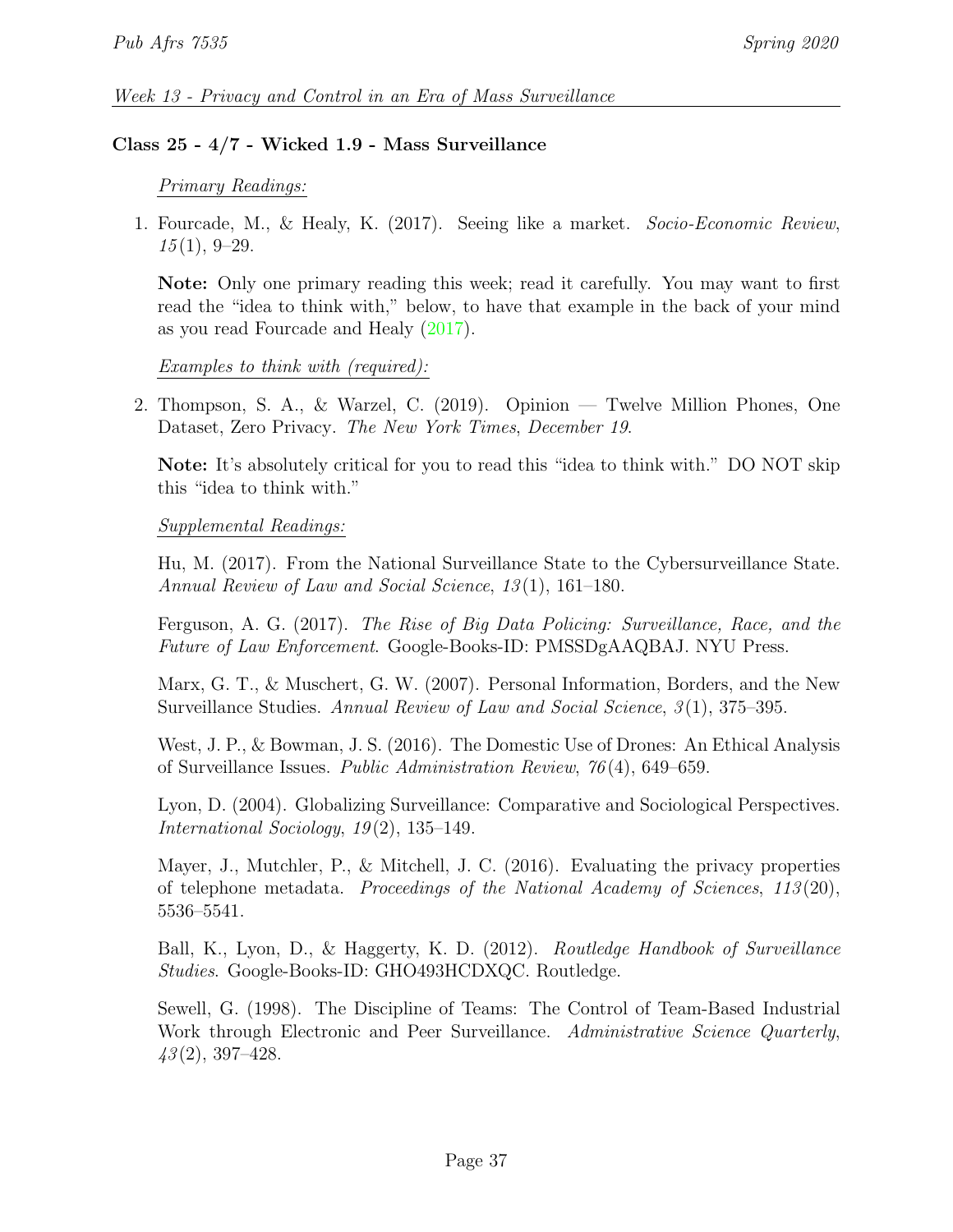*Week 13 - Privacy and Control in an Era of Mass Surveillance*

### Class 25 - 4/7 - Wicked 1.9 - Mass Surveillance

*Primary Readings:*

1. Fourcade, M., & Healy, K. (2017). Seeing like a market. *Socio-Economic Review*, *15*(1), 9–29.

   **Note:** Only one primary reading this week; read it carefully. You may want to first read the "idea to think with," below, to have that example in the back of your mind as you read Fourcade and Healy (2017).

*Examples to think with (required):*

2. Thompson, S. A., & Warzel, C. (2019). Opinion — Twelve Million Phones, One Dataset, Zero Privacy. *The New York Times*, *December 19*.

   **Note:** It's absolutely critical for you to read this "idea to think with." DO NOT skip this "idea to think with."

*Supplemental Readings:*

Hu, M. (2017). From the National Surveillance State to the Cybersurveillance State. *Annual Review of Law and Social Science*, *13*(1), 161–180.

Ferguson, A. G. (2017). *The Rise of Big Data Policing: Surveillance, Race, and the Future of Law Enforcement*. Google-Books-ID: PMSSDgAAQBAJ. NYU Press.

Marx, G. T., & Muschert, G. W. (2007). Personal Information, Borders, and the New Surveillance Studies. *Annual Review of Law and Social Science*, *3*(1), 375–395.

West, J. P., & Bowman, J. S. (2016). The Domestic Use of Drones: An Ethical Analysis of Surveillance Issues. *Public Administration Review*, *76*(4), 649–659.

Lyon, D. (2004). Globalizing Surveillance: Comparative and Sociological Perspectives. *International Sociology*, *19*(2), 135–149.

Mayer, J., Mutchler, P., & Mitchell, J. C. (2016). Evaluating the privacy properties of telephone metadata. *Proceedings of the National Academy of Sciences*, *113*(20), 5536–5541.

Ball, K., Lyon, D., & Haggerty, K. D. (2012). *Routledge Handbook of Surveillance Studies*. Google-Books-ID: GHO493HCDXQC. Routledge.

Sewell, G. (1998). The Discipline of Teams: The Control of Team-Based Industrial Work through Electronic and Peer Surveillance. *Administrative Science Quarterly*, *43*(2), 397–428.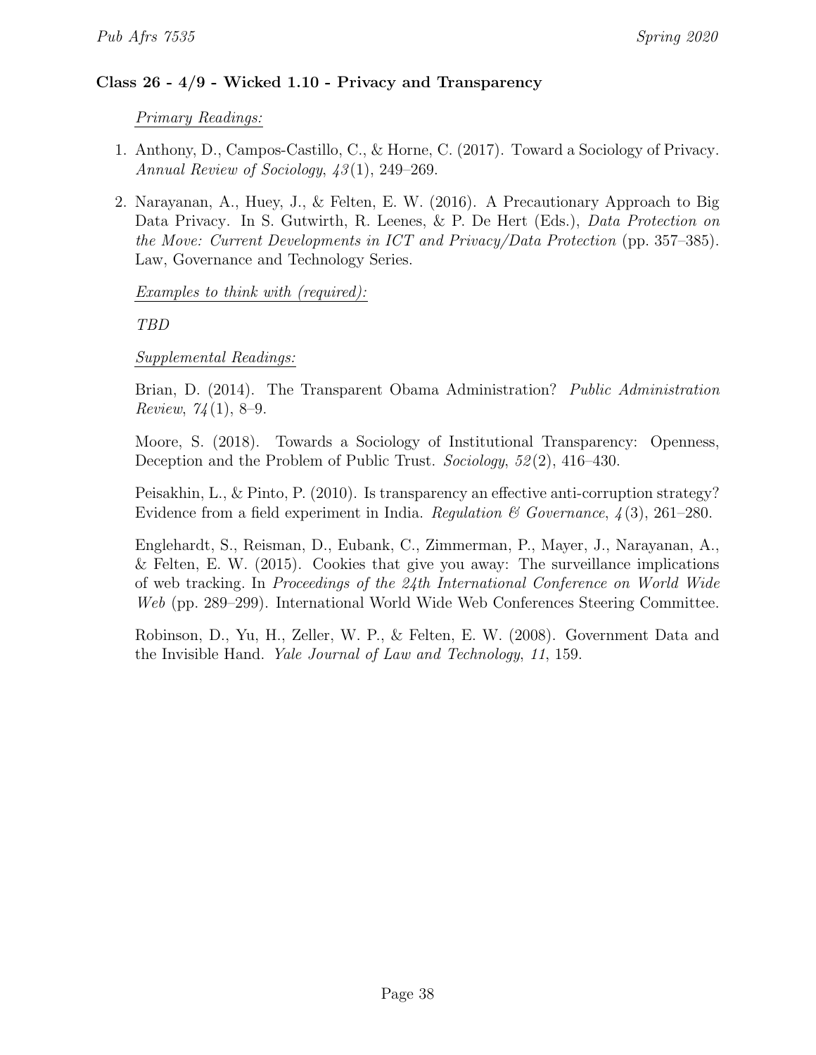### Class 26 - 4/9 - Wicked 1.10 - Privacy and Transparency

Primary Readings:

1. Anthony, D., Campos-Castillo, C., & Horne, C. (2017). Toward a Sociology of Privacy. *Annual Review of Sociology*, *43*(1), 249–269.
2. Narayanan, A., Huey, J., & Felten, E. W. (2016). A Precautionary Approach to Big Data Privacy. In S. Gutwirth, R. Leenes, & P. De Hert (Eds.), *Data Protection on the Move: Current Developments in ICT and Privacy/Data Protection* (pp. 357–385). Law, Governance and Technology Series.

Examples to think with (required):

*TBD*

Supplemental Readings:

Brian, D. (2014). The Transparent Obama Administration? *Public Administration Review*, *74*(1), 8–9.

Moore, S. (2018). Towards a Sociology of Institutional Transparency: Openness, Deception and the Problem of Public Trust. *Sociology*, *52*(2), 416–430.

Peisakhin, L., & Pinto, P. (2010). Is transparency an effective anti-corruption strategy? Evidence from a field experiment in India. *Regulation & Governance*, *4*(3), 261–280.

Englehardt, S., Reisman, D., Eubank, C., Zimmerman, P., Mayer, J., Narayanan, A., & Felten, E. W. (2015). Cookies that give you away: The surveillance implications of web tracking. In *Proceedings of the 24th International Conference on World Wide Web* (pp. 289–299). International World Wide Web Conferences Steering Committee.

Robinson, D., Yu, H., Zeller, W. P., & Felten, E. W. (2008). Government Data and the Invisible Hand. *Yale Journal of Law and Technology*, *11*, 159.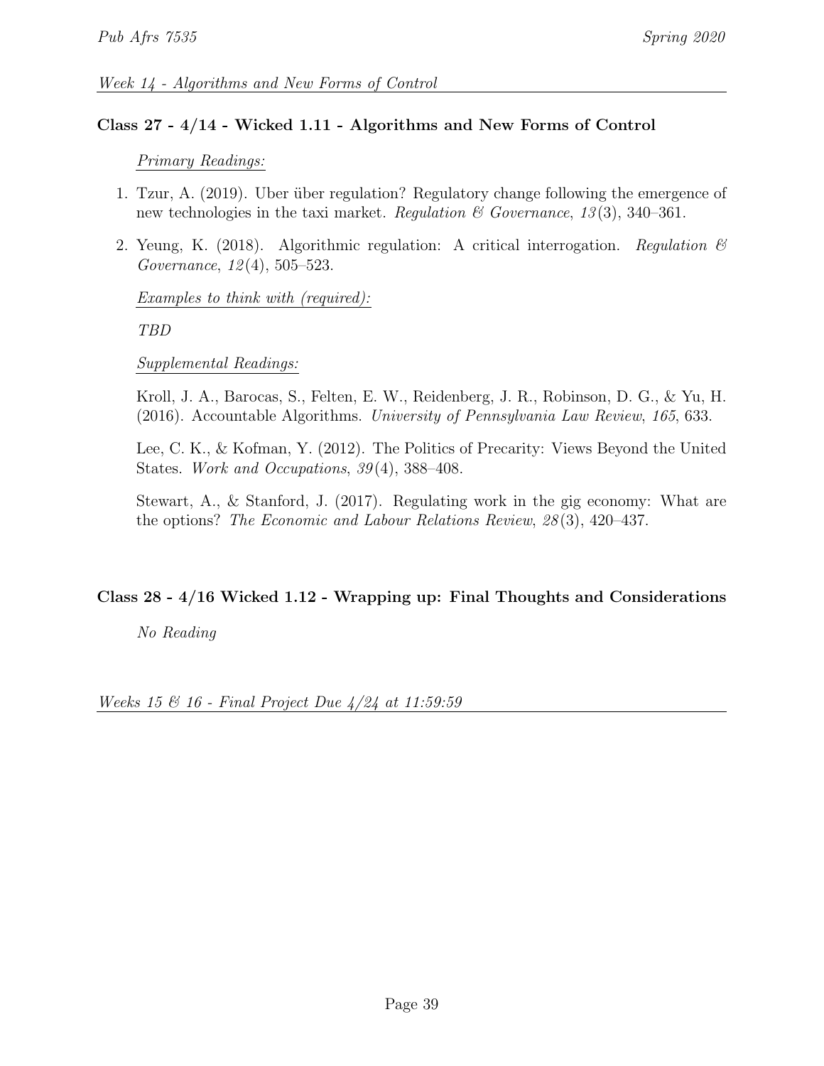*Week 14 - Algorithms and New Forms of Control*

### Class 27 - 4/14 - Wicked 1.11 - Algorithms and New Forms of Control

*Primary Readings:*

1. Tzur, A. (2019). Uber über regulation? Regulatory change following the emergence of new technologies in the taxi market. *Regulation & Governance*, *13*(3), 340–361.
2. Yeung, K. (2018). Algorithmic regulation: A critical interrogation. *Regulation & Governance*, *12*(4), 505–523.

*Examples to think with (required):*

*TBD*

*Supplemental Readings:*

Kroll, J. A., Barocas, S., Felten, E. W., Reidenberg, J. R., Robinson, D. G., & Yu, H. (2016). Accountable Algorithms. *University of Pennsylvania Law Review*, *165*, 633.

Lee, C. K., & Kofman, Y. (2012). The Politics of Precarity: Views Beyond the United States. *Work and Occupations*, *39*(4), 388–408.

Stewart, A., & Stanford, J. (2017). Regulating work in the gig economy: What are the options? *The Economic and Labour Relations Review*, *28*(3), 420–437.

### Class 28 - 4/16 Wicked 1.12 - Wrapping up: Final Thoughts and Considerations

*No Reading*

*Weeks 15 & 16 - Final Project Due 4/24 at 11:59:59*